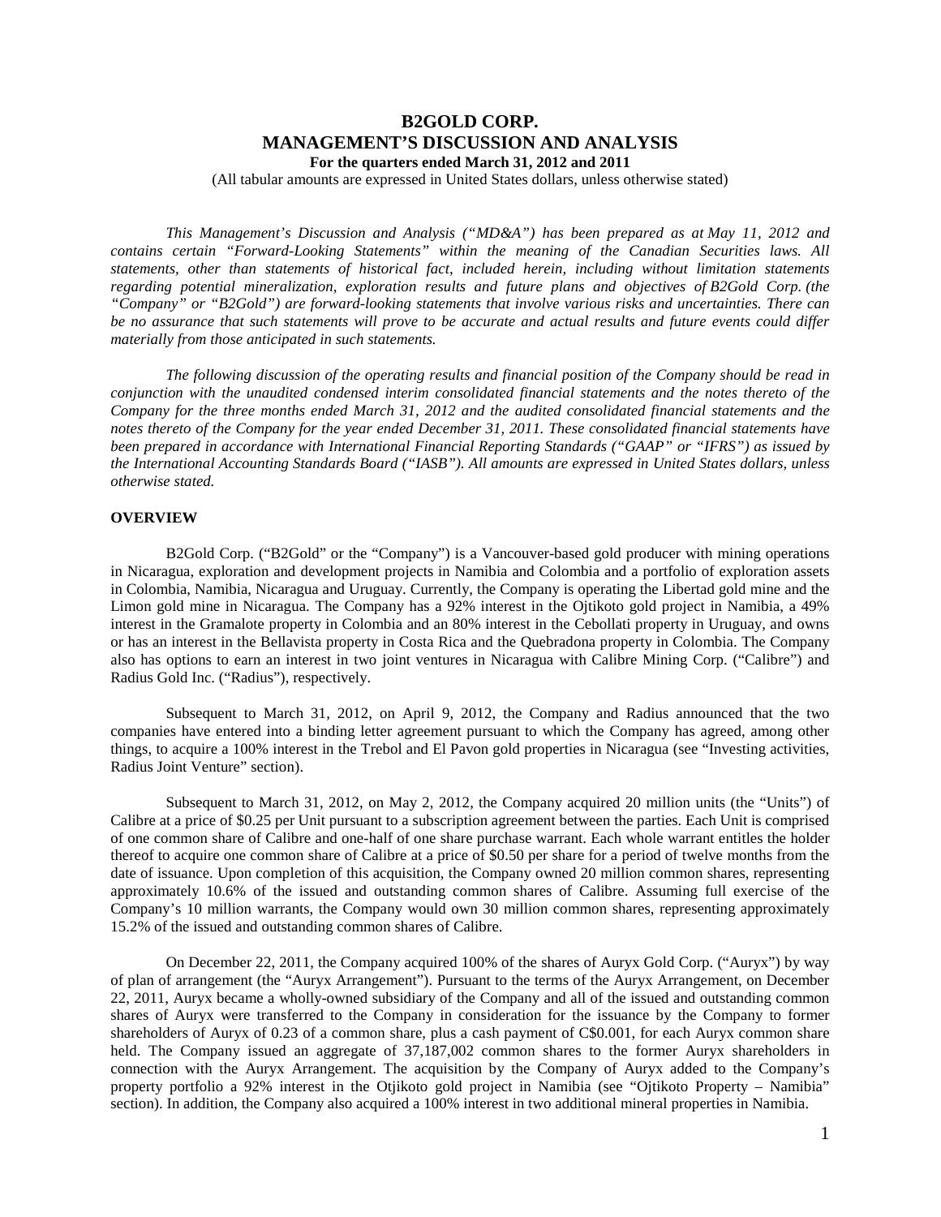# B2GOLD CORP.
# MANAGEMENT'S DISCUSSION AND ANALYSIS

**For the quarters ended March 31, 2012 and 2011**

(All tabular amounts are expressed in United States dollars, unless otherwise stated)

*This Management's Discussion and Analysis ("MD&A") has been prepared as at May 11, 2012 and contains certain "Forward-Looking Statements" within the meaning of the Canadian Securities laws. All statements, other than statements of historical fact, included herein, including without limitation statements regarding potential mineralization, exploration results and future plans and objectives of B2Gold Corp. (the "Company" or "B2Gold") are forward-looking statements that involve various risks and uncertainties. There can be no assurance that such statements will prove to be accurate and actual results and future events could differ materially from those anticipated in such statements.*

*The following discussion of the operating results and financial position of the Company should be read in conjunction with the unaudited condensed interim consolidated financial statements and the notes thereto of the Company for the three months ended March 31, 2012 and the audited consolidated financial statements and the notes thereto of the Company for the year ended December 31, 2011. These consolidated financial statements have been prepared in accordance with International Financial Reporting Standards ("GAAP" or "IFRS") as issued by the International Accounting Standards Board ("IASB"). All amounts are expressed in United States dollars, unless otherwise stated.*

## OVERVIEW

B2Gold Corp. ("B2Gold" or the "Company") is a Vancouver-based gold producer with mining operations in Nicaragua, exploration and development projects in Namibia and Colombia and a portfolio of exploration assets in Colombia, Namibia, Nicaragua and Uruguay. Currently, the Company is operating the Libertad gold mine and the Limon gold mine in Nicaragua. The Company has a 92% interest in the Ojtikoto gold project in Namibia, a 49% interest in the Gramalote property in Colombia and an 80% interest in the Cebollati property in Uruguay, and owns or has an interest in the Bellavista property in Costa Rica and the Quebradona property in Colombia. The Company also has options to earn an interest in two joint ventures in Nicaragua with Calibre Mining Corp. ("Calibre") and Radius Gold Inc. ("Radius"), respectively.

Subsequent to March 31, 2012, on April 9, 2012, the Company and Radius announced that the two companies have entered into a binding letter agreement pursuant to which the Company has agreed, among other things, to acquire a 100% interest in the Trebol and El Pavon gold properties in Nicaragua (see "Investing activities, Radius Joint Venture" section).

Subsequent to March 31, 2012, on May 2, 2012, the Company acquired 20 million units (the "Units") of Calibre at a price of $0.25 per Unit pursuant to a subscription agreement between the parties. Each Unit is comprised of one common share of Calibre and one-half of one share purchase warrant. Each whole warrant entitles the holder thereof to acquire one common share of Calibre at a price of $0.50 per share for a period of twelve months from the date of issuance. Upon completion of this acquisition, the Company owned 20 million common shares, representing approximately 10.6% of the issued and outstanding common shares of Calibre. Assuming full exercise of the Company's 10 million warrants, the Company would own 30 million common shares, representing approximately 15.2% of the issued and outstanding common shares of Calibre.

On December 22, 2011, the Company acquired 100% of the shares of Auryx Gold Corp. ("Auryx") by way of plan of arrangement (the "Auryx Arrangement"). Pursuant to the terms of the Auryx Arrangement, on December 22, 2011, Auryx became a wholly-owned subsidiary of the Company and all of the issued and outstanding common shares of Auryx were transferred to the Company in consideration for the issuance by the Company to former shareholders of Auryx of 0.23 of a common share, plus a cash payment of C$0.001, for each Auryx common share held. The Company issued an aggregate of 37,187,002 common shares to the former Auryx shareholders in connection with the Auryx Arrangement. The acquisition by the Company of Auryx added to the Company's property portfolio a 92% interest in the Otjikoto gold project in Namibia (see "Ojtikoto Property – Namibia" section). In addition, the Company also acquired a 100% interest in two additional mineral properties in Namibia.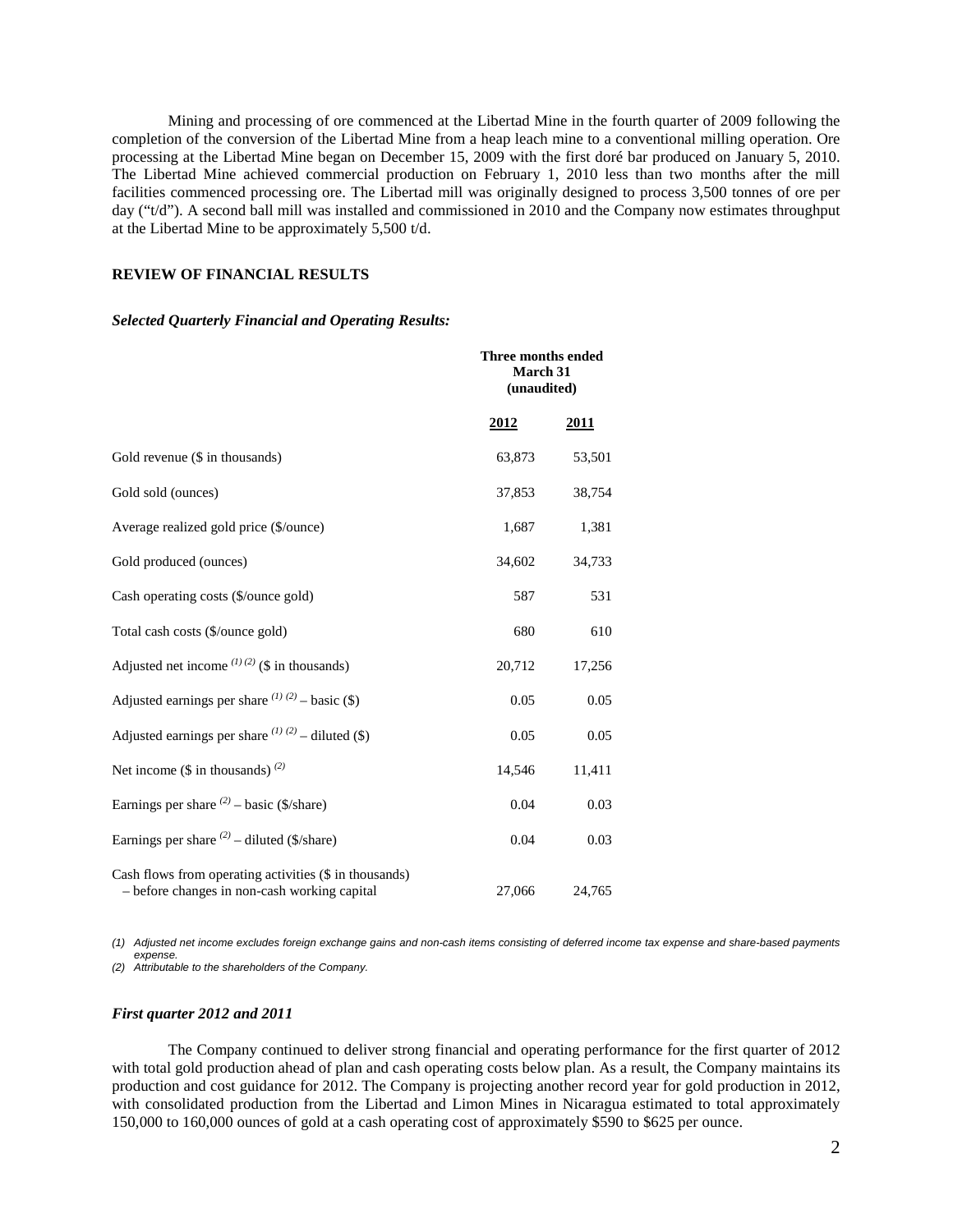Mining and processing of ore commenced at the Libertad Mine in the fourth quarter of 2009 following the completion of the conversion of the Libertad Mine from a heap leach mine to a conventional milling operation. Ore processing at the Libertad Mine began on December 15, 2009 with the first doré bar produced on January 5, 2010. The Libertad Mine achieved commercial production on February 1, 2010 less than two months after the mill facilities commenced processing ore. The Libertad mill was originally designed to process 3,500 tonnes of ore per day ("t/d"). A second ball mill was installed and commissioned in 2010 and the Company now estimates throughput at the Libertad Mine to be approximately 5,500 t/d.

## REVIEW OF FINANCIAL RESULTS

### *Selected Quarterly Financial and Operating Results:*

| | Three months ended March 31 (unaudited) | |
|---|---|---|
| | **2012** | **2011** |
| Gold revenue ($ in thousands) | 63,873 | 53,501 |
| Gold sold (ounces) | 37,853 | 38,754 |
| Average realized gold price ($/ounce) | 1,687 | 1,381 |
| Gold produced (ounces) | 34,602 | 34,733 |
| Cash operating costs ($/ounce gold) | 587 | 531 |
| Total cash costs ($/ounce gold) | 680 | 610 |
| Adjusted net income (1) (2) ($ in thousands) | 20,712 | 17,256 |
| Adjusted earnings per share (1) (2) – basic ($) | 0.05 | 0.05 |
| Adjusted earnings per share (1) (2) – diluted ($) | 0.05 | 0.05 |
| Net income ($ in thousands) (2) | 14,546 | 11,411 |
| Earnings per share (2) – basic ($/share) | 0.04 | 0.03 |
| Earnings per share (2) – diluted ($/share) | 0.04 | 0.03 |
| Cash flows from operating activities ($ in thousands) – before changes in non-cash working capital | 27,066 | 24,765 |

*(1) Adjusted net income excludes foreign exchange gains and non-cash items consisting of deferred income tax expense and share-based payments expense.*
*(2) Attributable to the shareholders of the Company.*

### *First quarter 2012 and 2011*

The Company continued to deliver strong financial and operating performance for the first quarter of 2012 with total gold production ahead of plan and cash operating costs below plan. As a result, the Company maintains its production and cost guidance for 2012. The Company is projecting another record year for gold production in 2012, with consolidated production from the Libertad and Limon Mines in Nicaragua estimated to total approximately 150,000 to 160,000 ounces of gold at a cash operating cost of approximately $590 to $625 per ounce.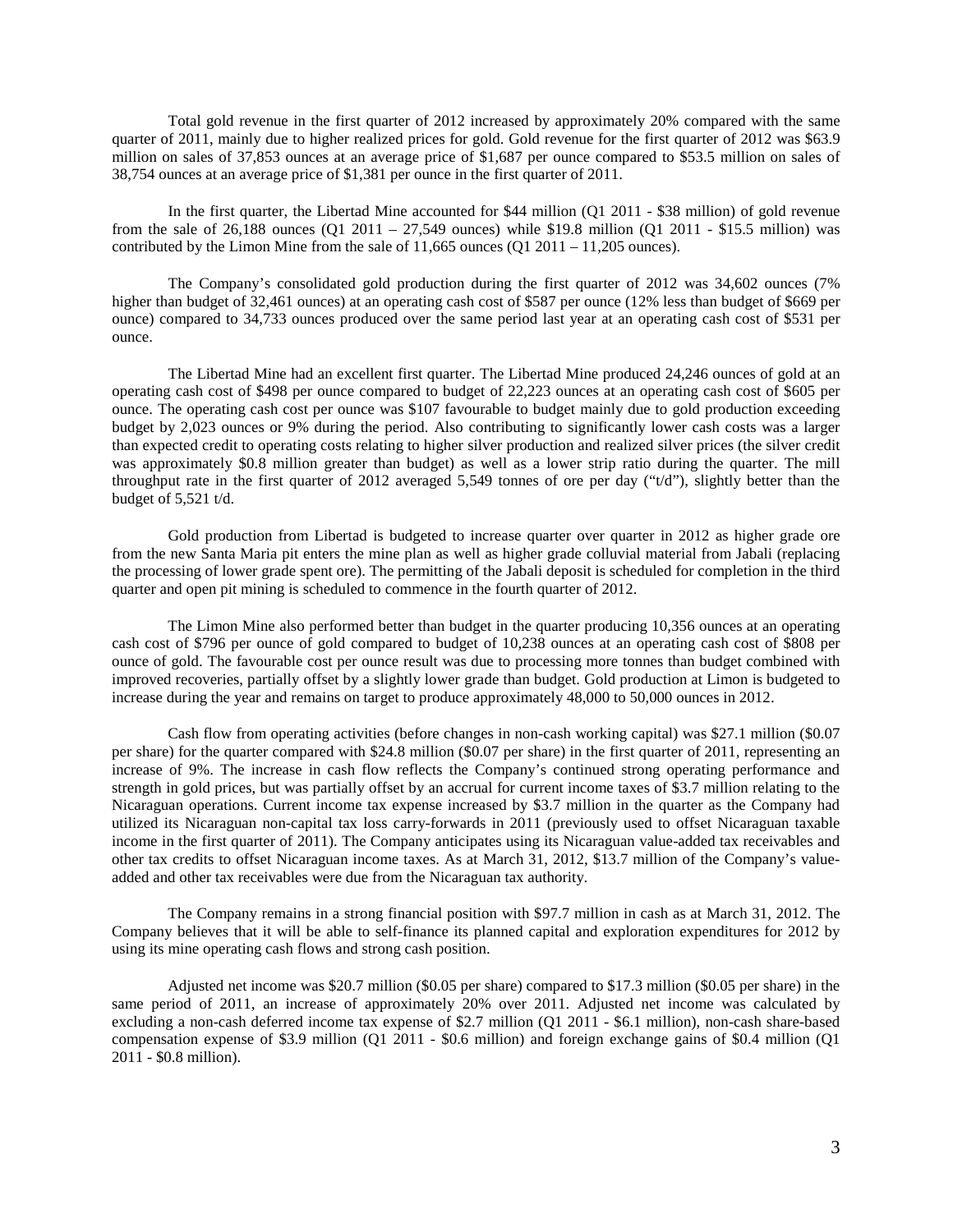Total gold revenue in the first quarter of 2012 increased by approximately 20% compared with the same quarter of 2011, mainly due to higher realized prices for gold. Gold revenue for the first quarter of 2012 was $63.9 million on sales of 37,853 ounces at an average price of $1,687 per ounce compared to $53.5 million on sales of 38,754 ounces at an average price of $1,381 per ounce in the first quarter of 2011.

In the first quarter, the Libertad Mine accounted for $44 million (Q1 2011 - $38 million) of gold revenue from the sale of 26,188 ounces (Q1 2011 – 27,549 ounces) while $19.8 million (Q1 2011 - $15.5 million) was contributed by the Limon Mine from the sale of 11,665 ounces (Q1 2011 – 11,205 ounces).

The Company's consolidated gold production during the first quarter of 2012 was 34,602 ounces (7% higher than budget of 32,461 ounces) at an operating cash cost of $587 per ounce (12% less than budget of $669 per ounce) compared to 34,733 ounces produced over the same period last year at an operating cash cost of $531 per ounce.

The Libertad Mine had an excellent first quarter. The Libertad Mine produced 24,246 ounces of gold at an operating cash cost of $498 per ounce compared to budget of 22,223 ounces at an operating cash cost of $605 per ounce. The operating cash cost per ounce was $107 favourable to budget mainly due to gold production exceeding budget by 2,023 ounces or 9% during the period. Also contributing to significantly lower cash costs was a larger than expected credit to operating costs relating to higher silver production and realized silver prices (the silver credit was approximately $0.8 million greater than budget) as well as a lower strip ratio during the quarter. The mill throughput rate in the first quarter of 2012 averaged 5,549 tonnes of ore per day ("t/d"), slightly better than the budget of 5,521 t/d.

Gold production from Libertad is budgeted to increase quarter over quarter in 2012 as higher grade ore from the new Santa Maria pit enters the mine plan as well as higher grade colluvial material from Jabali (replacing the processing of lower grade spent ore). The permitting of the Jabali deposit is scheduled for completion in the third quarter and open pit mining is scheduled to commence in the fourth quarter of 2012.

The Limon Mine also performed better than budget in the quarter producing 10,356 ounces at an operating cash cost of $796 per ounce of gold compared to budget of 10,238 ounces at an operating cash cost of $808 per ounce of gold. The favourable cost per ounce result was due to processing more tonnes than budget combined with improved recoveries, partially offset by a slightly lower grade than budget. Gold production at Limon is budgeted to increase during the year and remains on target to produce approximately 48,000 to 50,000 ounces in 2012.

Cash flow from operating activities (before changes in non-cash working capital) was $27.1 million ($0.07 per share) for the quarter compared with $24.8 million ($0.07 per share) in the first quarter of 2011, representing an increase of 9%. The increase in cash flow reflects the Company's continued strong operating performance and strength in gold prices, but was partially offset by an accrual for current income taxes of $3.7 million relating to the Nicaraguan operations. Current income tax expense increased by $3.7 million in the quarter as the Company had utilized its Nicaraguan non-capital tax loss carry-forwards in 2011 (previously used to offset Nicaraguan taxable income in the first quarter of 2011). The Company anticipates using its Nicaraguan value-added tax receivables and other tax credits to offset Nicaraguan income taxes. As at March 31, 2012, $13.7 million of the Company's value-added and other tax receivables were due from the Nicaraguan tax authority.

The Company remains in a strong financial position with $97.7 million in cash as at March 31, 2012. The Company believes that it will be able to self-finance its planned capital and exploration expenditures for 2012 by using its mine operating cash flows and strong cash position.

Adjusted net income was $20.7 million ($0.05 per share) compared to $17.3 million ($0.05 per share) in the same period of 2011, an increase of approximately 20% over 2011. Adjusted net income was calculated by excluding a non-cash deferred income tax expense of $2.7 million (Q1 2011 - $6.1 million), non-cash share-based compensation expense of $3.9 million (Q1 2011 - $0.6 million) and foreign exchange gains of $0.4 million (Q1 2011 - $0.8 million).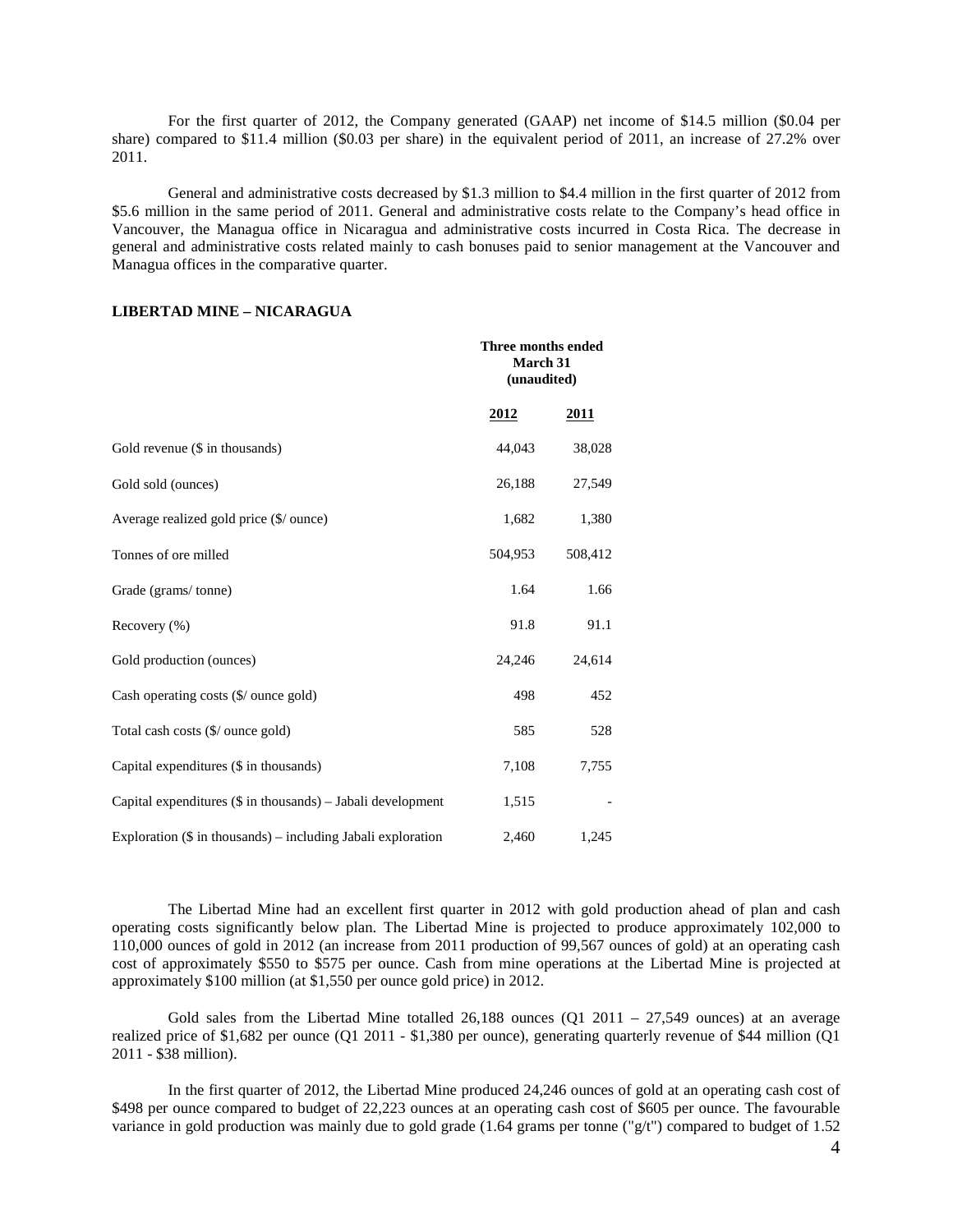For the first quarter of 2012, the Company generated (GAAP) net income of $14.5 million ($0.04 per share) compared to $11.4 million ($0.03 per share) in the equivalent period of 2011, an increase of 27.2% over 2011.

General and administrative costs decreased by $1.3 million to $4.4 million in the first quarter of 2012 from $5.6 million in the same period of 2011. General and administrative costs relate to the Company's head office in Vancouver, the Managua office in Nicaragua and administrative costs incurred in Costa Rica. The decrease in general and administrative costs related mainly to cash bonuses paid to senior management at the Vancouver and Managua offices in the comparative quarter.

**LIBERTAD MINE – NICARAGUA**

| | **Three months ended March 31 (unaudited)** | |
|---|---|---|
| | **2012** | **2011** |
| Gold revenue ($ in thousands) | 44,043 | 38,028 |
| Gold sold (ounces) | 26,188 | 27,549 |
| Average realized gold price ($/ ounce) | 1,682 | 1,380 |
| Tonnes of ore milled | 504,953 | 508,412 |
| Grade (grams/ tonne) | 1.64 | 1.66 |
| Recovery (%) | 91.8 | 91.1 |
| Gold production (ounces) | 24,246 | 24,614 |
| Cash operating costs ($/ ounce gold) | 498 | 452 |
| Total cash costs ($/ ounce gold) | 585 | 528 |
| Capital expenditures ($ in thousands) | 7,108 | 7,755 |
| Capital expenditures ($ in thousands) – Jabali development | 1,515 | - |
| Exploration ($ in thousands) – including Jabali exploration | 2,460 | 1,245 |

The Libertad Mine had an excellent first quarter in 2012 with gold production ahead of plan and cash operating costs significantly below plan. The Libertad Mine is projected to produce approximately 102,000 to 110,000 ounces of gold in 2012 (an increase from 2011 production of 99,567 ounces of gold) at an operating cash cost of approximately $550 to $575 per ounce. Cash from mine operations at the Libertad Mine is projected at approximately $100 million (at $1,550 per ounce gold price) in 2012.

Gold sales from the Libertad Mine totalled 26,188 ounces (Q1 2011 – 27,549 ounces) at an average realized price of $1,682 per ounce (Q1 2011 - $1,380 per ounce), generating quarterly revenue of $44 million (Q1 2011 - $38 million).

In the first quarter of 2012, the Libertad Mine produced 24,246 ounces of gold at an operating cash cost of $498 per ounce compared to budget of 22,223 ounces at an operating cash cost of $605 per ounce. The favourable variance in gold production was mainly due to gold grade (1.64 grams per tonne ("g/t") compared to budget of 1.52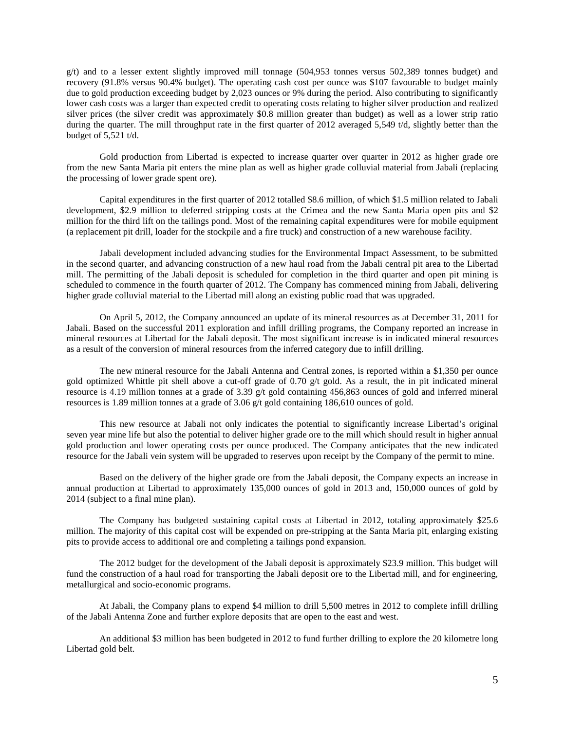g/t) and to a lesser extent slightly improved mill tonnage (504,953 tonnes versus 502,389 tonnes budget) and recovery (91.8% versus 90.4% budget). The operating cash cost per ounce was $107 favourable to budget mainly due to gold production exceeding budget by 2,023 ounces or 9% during the period. Also contributing to significantly lower cash costs was a larger than expected credit to operating costs relating to higher silver production and realized silver prices (the silver credit was approximately $0.8 million greater than budget) as well as a lower strip ratio during the quarter. The mill throughput rate in the first quarter of 2012 averaged 5,549 t/d, slightly better than the budget of 5,521 t/d.

Gold production from Libertad is expected to increase quarter over quarter in 2012 as higher grade ore from the new Santa Maria pit enters the mine plan as well as higher grade colluvial material from Jabali (replacing the processing of lower grade spent ore).

Capital expenditures in the first quarter of 2012 totalled $8.6 million, of which $1.5 million related to Jabali development, $2.9 million to deferred stripping costs at the Crimea and the new Santa Maria open pits and $2 million for the third lift on the tailings pond. Most of the remaining capital expenditures were for mobile equipment (a replacement pit drill, loader for the stockpile and a fire truck) and construction of a new warehouse facility.

Jabali development included advancing studies for the Environmental Impact Assessment, to be submitted in the second quarter, and advancing construction of a new haul road from the Jabali central pit area to the Libertad mill. The permitting of the Jabali deposit is scheduled for completion in the third quarter and open pit mining is scheduled to commence in the fourth quarter of 2012. The Company has commenced mining from Jabali, delivering higher grade colluvial material to the Libertad mill along an existing public road that was upgraded.

On April 5, 2012, the Company announced an update of its mineral resources as at December 31, 2011 for Jabali. Based on the successful 2011 exploration and infill drilling programs, the Company reported an increase in mineral resources at Libertad for the Jabali deposit. The most significant increase is in indicated mineral resources as a result of the conversion of mineral resources from the inferred category due to infill drilling.

The new mineral resource for the Jabali Antenna and Central zones, is reported within a $1,350 per ounce gold optimized Whittle pit shell above a cut-off grade of 0.70 g/t gold. As a result, the in pit indicated mineral resource is 4.19 million tonnes at a grade of 3.39 g/t gold containing 456,863 ounces of gold and inferred mineral resources is 1.89 million tonnes at a grade of 3.06 g/t gold containing 186,610 ounces of gold.

This new resource at Jabali not only indicates the potential to significantly increase Libertad's original seven year mine life but also the potential to deliver higher grade ore to the mill which should result in higher annual gold production and lower operating costs per ounce produced. The Company anticipates that the new indicated resource for the Jabali vein system will be upgraded to reserves upon receipt by the Company of the permit to mine.

Based on the delivery of the higher grade ore from the Jabali deposit, the Company expects an increase in annual production at Libertad to approximately 135,000 ounces of gold in 2013 and, 150,000 ounces of gold by 2014 (subject to a final mine plan).

The Company has budgeted sustaining capital costs at Libertad in 2012, totaling approximately $25.6 million. The majority of this capital cost will be expended on pre-stripping at the Santa Maria pit, enlarging existing pits to provide access to additional ore and completing a tailings pond expansion.

The 2012 budget for the development of the Jabali deposit is approximately $23.9 million. This budget will fund the construction of a haul road for transporting the Jabali deposit ore to the Libertad mill, and for engineering, metallurgical and socio-economic programs.

At Jabali, the Company plans to expend $4 million to drill 5,500 metres in 2012 to complete infill drilling of the Jabali Antenna Zone and further explore deposits that are open to the east and west.

An additional $3 million has been budgeted in 2012 to fund further drilling to explore the 20 kilometre long Libertad gold belt.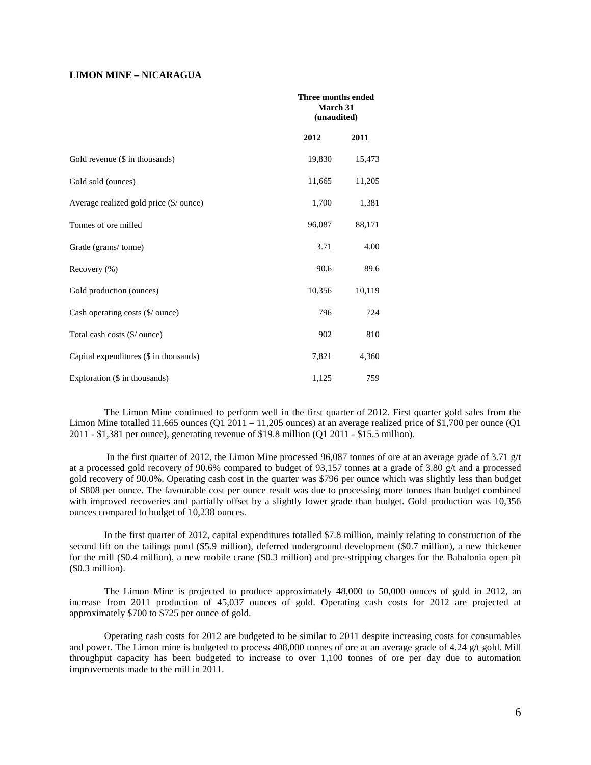## LIMON MINE – NICARAGUA

| | Three months ended March 31 (unaudited) | |
|---|---|---|
| | **2012** | **2011** |
| Gold revenue ($ in thousands) | 19,830 | 15,473 |
| Gold sold (ounces) | 11,665 | 11,205 |
| Average realized gold price ($/ ounce) | 1,700 | 1,381 |
| Tonnes of ore milled | 96,087 | 88,171 |
| Grade (grams/ tonne) | 3.71 | 4.00 |
| Recovery (%) | 90.6 | 89.6 |
| Gold production (ounces) | 10,356 | 10,119 |
| Cash operating costs ($/ ounce) | 796 | 724 |
| Total cash costs ($/ ounce) | 902 | 810 |
| Capital expenditures ($ in thousands) | 7,821 | 4,360 |
| Exploration ($ in thousands) | 1,125 | 759 |

The Limon Mine continued to perform well in the first quarter of 2012. First quarter gold sales from the Limon Mine totalled 11,665 ounces (Q1 2011 – 11,205 ounces) at an average realized price of $1,700 per ounce (Q1 2011 - $1,381 per ounce), generating revenue of $19.8 million (Q1 2011 - $15.5 million).

In the first quarter of 2012, the Limon Mine processed 96,087 tonnes of ore at an average grade of 3.71 g/t at a processed gold recovery of 90.6% compared to budget of 93,157 tonnes at a grade of 3.80 g/t and a processed gold recovery of 90.0%. Operating cash cost in the quarter was $796 per ounce which was slightly less than budget of $808 per ounce. The favourable cost per ounce result was due to processing more tonnes than budget combined with improved recoveries and partially offset by a slightly lower grade than budget. Gold production was 10,356 ounces compared to budget of 10,238 ounces.

In the first quarter of 2012, capital expenditures totalled $7.8 million, mainly relating to construction of the second lift on the tailings pond ($5.9 million), deferred underground development ($0.7 million), a new thickener for the mill ($0.4 million), a new mobile crane ($0.3 million) and pre-stripping charges for the Babalonia open pit ($0.3 million).

The Limon Mine is projected to produce approximately 48,000 to 50,000 ounces of gold in 2012, an increase from 2011 production of 45,037 ounces of gold. Operating cash costs for 2012 are projected at approximately $700 to $725 per ounce of gold.

Operating cash costs for 2012 are budgeted to be similar to 2011 despite increasing costs for consumables and power. The Limon mine is budgeted to process 408,000 tonnes of ore at an average grade of 4.24 g/t gold. Mill throughput capacity has been budgeted to increase to over 1,100 tonnes of ore per day due to automation improvements made to the mill in 2011.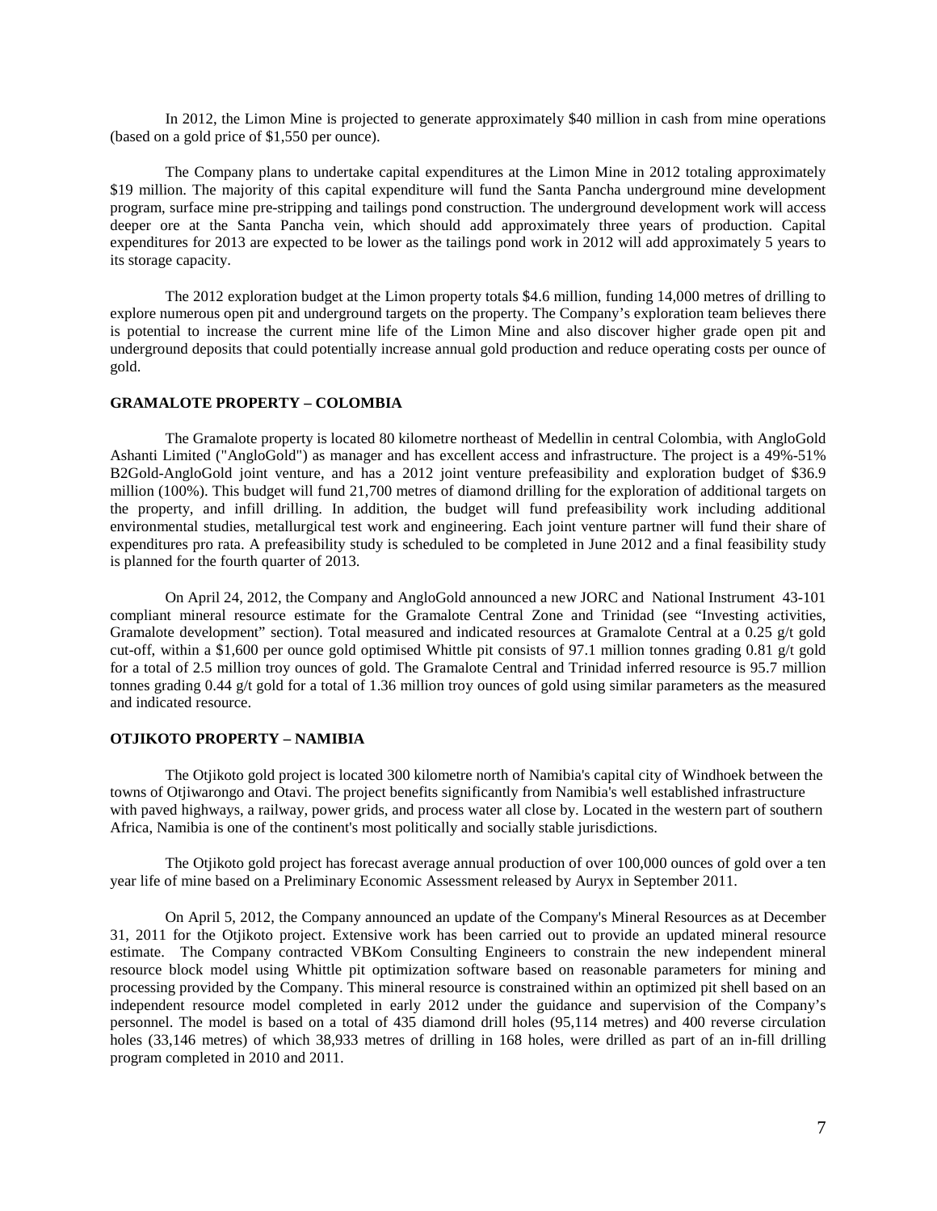In 2012, the Limon Mine is projected to generate approximately $40 million in cash from mine operations (based on a gold price of $1,550 per ounce).

The Company plans to undertake capital expenditures at the Limon Mine in 2012 totaling approximately $19 million. The majority of this capital expenditure will fund the Santa Pancha underground mine development program, surface mine pre-stripping and tailings pond construction. The underground development work will access deeper ore at the Santa Pancha vein, which should add approximately three years of production. Capital expenditures for 2013 are expected to be lower as the tailings pond work in 2012 will add approximately 5 years to its storage capacity.

The 2012 exploration budget at the Limon property totals $4.6 million, funding 14,000 metres of drilling to explore numerous open pit and underground targets on the property. The Company's exploration team believes there is potential to increase the current mine life of the Limon Mine and also discover higher grade open pit and underground deposits that could potentially increase annual gold production and reduce operating costs per ounce of gold.

## GRAMALOTE PROPERTY – COLOMBIA

The Gramalote property is located 80 kilometre northeast of Medellin in central Colombia, with AngloGold Ashanti Limited ("AngloGold") as manager and has excellent access and infrastructure. The project is a 49%-51% B2Gold-AngloGold joint venture, and has a 2012 joint venture prefeasibility and exploration budget of $36.9 million (100%). This budget will fund 21,700 metres of diamond drilling for the exploration of additional targets on the property, and infill drilling. In addition, the budget will fund prefeasibility work including additional environmental studies, metallurgical test work and engineering. Each joint venture partner will fund their share of expenditures pro rata. A prefeasibility study is scheduled to be completed in June 2012 and a final feasibility study is planned for the fourth quarter of 2013.

On April 24, 2012, the Company and AngloGold announced a new JORC and National Instrument 43-101 compliant mineral resource estimate for the Gramalote Central Zone and Trinidad (see "Investing activities, Gramalote development" section). Total measured and indicated resources at Gramalote Central at a 0.25 g/t gold cut-off, within a $1,600 per ounce gold optimised Whittle pit consists of 97.1 million tonnes grading 0.81 g/t gold for a total of 2.5 million troy ounces of gold. The Gramalote Central and Trinidad inferred resource is 95.7 million tonnes grading 0.44 g/t gold for a total of 1.36 million troy ounces of gold using similar parameters as the measured and indicated resource.

## OTJIKOTO PROPERTY – NAMIBIA

The Otjikoto gold project is located 300 kilometre north of Namibia's capital city of Windhoek between the towns of Otjiwarongo and Otavi. The project benefits significantly from Namibia's well established infrastructure with paved highways, a railway, power grids, and process water all close by. Located in the western part of southern Africa, Namibia is one of the continent's most politically and socially stable jurisdictions.

The Otjikoto gold project has forecast average annual production of over 100,000 ounces of gold over a ten year life of mine based on a Preliminary Economic Assessment released by Auryx in September 2011.

On April 5, 2012, the Company announced an update of the Company's Mineral Resources as at December 31, 2011 for the Otjikoto project. Extensive work has been carried out to provide an updated mineral resource estimate. The Company contracted VBKom Consulting Engineers to constrain the new independent mineral resource block model using Whittle pit optimization software based on reasonable parameters for mining and processing provided by the Company. This mineral resource is constrained within an optimized pit shell based on an independent resource model completed in early 2012 under the guidance and supervision of the Company's personnel. The model is based on a total of 435 diamond drill holes (95,114 metres) and 400 reverse circulation holes (33,146 metres) of which 38,933 metres of drilling in 168 holes, were drilled as part of an in-fill drilling program completed in 2010 and 2011.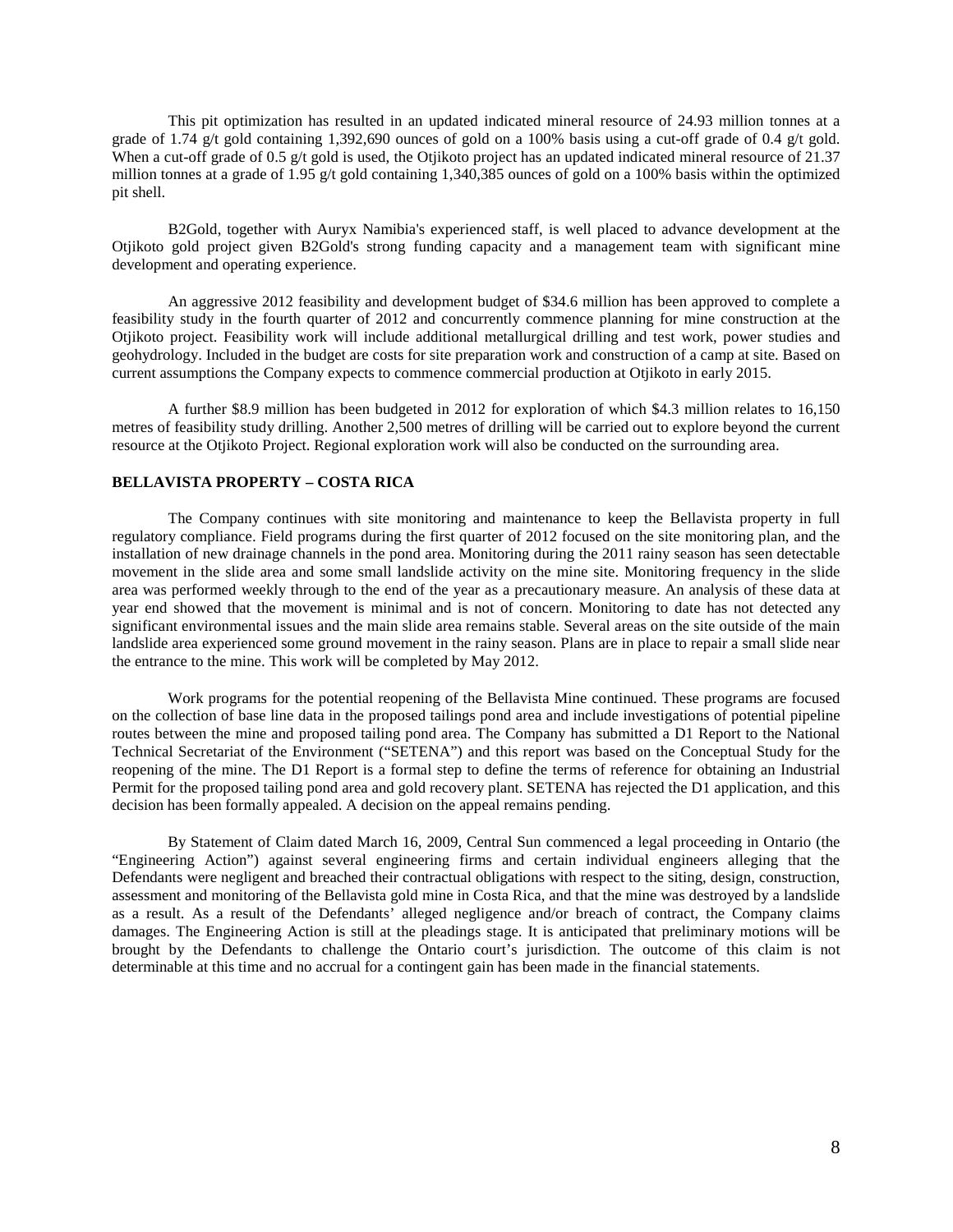This pit optimization has resulted in an updated indicated mineral resource of 24.93 million tonnes at a grade of 1.74 g/t gold containing 1,392,690 ounces of gold on a 100% basis using a cut-off grade of 0.4 g/t gold. When a cut-off grade of 0.5 g/t gold is used, the Otjikoto project has an updated indicated mineral resource of 21.37 million tonnes at a grade of 1.95 g/t gold containing 1,340,385 ounces of gold on a 100% basis within the optimized pit shell.

B2Gold, together with Auryx Namibia's experienced staff, is well placed to advance development at the Otjikoto gold project given B2Gold's strong funding capacity and a management team with significant mine development and operating experience.

An aggressive 2012 feasibility and development budget of $34.6 million has been approved to complete a feasibility study in the fourth quarter of 2012 and concurrently commence planning for mine construction at the Otjikoto project. Feasibility work will include additional metallurgical drilling and test work, power studies and geohydrology. Included in the budget are costs for site preparation work and construction of a camp at site. Based on current assumptions the Company expects to commence commercial production at Otjikoto in early 2015.

A further $8.9 million has been budgeted in 2012 for exploration of which $4.3 million relates to 16,150 metres of feasibility study drilling. Another 2,500 metres of drilling will be carried out to explore beyond the current resource at the Otjikoto Project. Regional exploration work will also be conducted on the surrounding area.

**BELLAVISTA PROPERTY – COSTA RICA**

The Company continues with site monitoring and maintenance to keep the Bellavista property in full regulatory compliance. Field programs during the first quarter of 2012 focused on the site monitoring plan, and the installation of new drainage channels in the pond area. Monitoring during the 2011 rainy season has seen detectable movement in the slide area and some small landslide activity on the mine site. Monitoring frequency in the slide area was performed weekly through to the end of the year as a precautionary measure. An analysis of these data at year end showed that the movement is minimal and is not of concern. Monitoring to date has not detected any significant environmental issues and the main slide area remains stable. Several areas on the site outside of the main landslide area experienced some ground movement in the rainy season. Plans are in place to repair a small slide near the entrance to the mine. This work will be completed by May 2012.

Work programs for the potential reopening of the Bellavista Mine continued. These programs are focused on the collection of base line data in the proposed tailings pond area and include investigations of potential pipeline routes between the mine and proposed tailing pond area. The Company has submitted a D1 Report to the National Technical Secretariat of the Environment ("SETENA") and this report was based on the Conceptual Study for the reopening of the mine. The D1 Report is a formal step to define the terms of reference for obtaining an Industrial Permit for the proposed tailing pond area and gold recovery plant. SETENA has rejected the D1 application, and this decision has been formally appealed. A decision on the appeal remains pending.

By Statement of Claim dated March 16, 2009, Central Sun commenced a legal proceeding in Ontario (the "Engineering Action") against several engineering firms and certain individual engineers alleging that the Defendants were negligent and breached their contractual obligations with respect to the siting, design, construction, assessment and monitoring of the Bellavista gold mine in Costa Rica, and that the mine was destroyed by a landslide as a result. As a result of the Defendants' alleged negligence and/or breach of contract, the Company claims damages. The Engineering Action is still at the pleadings stage. It is anticipated that preliminary motions will be brought by the Defendants to challenge the Ontario court's jurisdiction. The outcome of this claim is not determinable at this time and no accrual for a contingent gain has been made in the financial statements.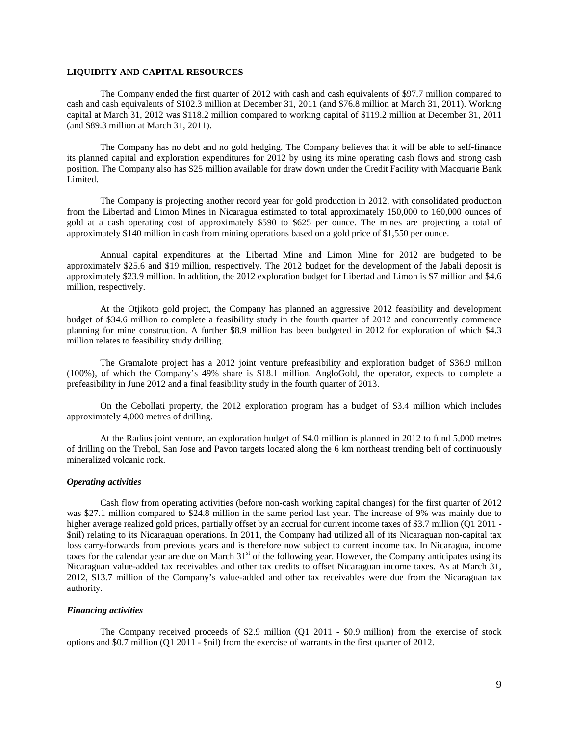## LIQUIDITY AND CAPITAL RESOURCES

The Company ended the first quarter of 2012 with cash and cash equivalents of $97.7 million compared to cash and cash equivalents of $102.3 million at December 31, 2011 (and $76.8 million at March 31, 2011). Working capital at March 31, 2012 was $118.2 million compared to working capital of $119.2 million at December 31, 2011 (and $89.3 million at March 31, 2011).

The Company has no debt and no gold hedging. The Company believes that it will be able to self-finance its planned capital and exploration expenditures for 2012 by using its mine operating cash flows and strong cash position. The Company also has $25 million available for draw down under the Credit Facility with Macquarie Bank Limited.

The Company is projecting another record year for gold production in 2012, with consolidated production from the Libertad and Limon Mines in Nicaragua estimated to total approximately 150,000 to 160,000 ounces of gold at a cash operating cost of approximately $590 to $625 per ounce. The mines are projecting a total of approximately $140 million in cash from mining operations based on a gold price of $1,550 per ounce.

Annual capital expenditures at the Libertad Mine and Limon Mine for 2012 are budgeted to be approximately $25.6 and $19 million, respectively. The 2012 budget for the development of the Jabali deposit is approximately $23.9 million. In addition, the 2012 exploration budget for Libertad and Limon is $7 million and $4.6 million, respectively.

At the Otjikoto gold project, the Company has planned an aggressive 2012 feasibility and development budget of $34.6 million to complete a feasibility study in the fourth quarter of 2012 and concurrently commence planning for mine construction. A further $8.9 million has been budgeted in 2012 for exploration of which $4.3 million relates to feasibility study drilling.

The Gramalote project has a 2012 joint venture prefeasibility and exploration budget of $36.9 million (100%), of which the Company's 49% share is $18.1 million. AngloGold, the operator, expects to complete a prefeasibility in June 2012 and a final feasibility study in the fourth quarter of 2013.

On the Cebollati property, the 2012 exploration program has a budget of $3.4 million which includes approximately 4,000 metres of drilling.

At the Radius joint venture, an exploration budget of $4.0 million is planned in 2012 to fund 5,000 metres of drilling on the Trebol, San Jose and Pavon targets located along the 6 km northeast trending belt of continuously mineralized volcanic rock.

### *Operating activities*

Cash flow from operating activities (before non-cash working capital changes) for the first quarter of 2012 was $27.1 million compared to $24.8 million in the same period last year. The increase of 9% was mainly due to higher average realized gold prices, partially offset by an accrual for current income taxes of $3.7 million (Q1 2011 - $nil) relating to its Nicaraguan operations. In 2011, the Company had utilized all of its Nicaraguan non-capital tax loss carry-forwards from previous years and is therefore now subject to current income tax. In Nicaragua, income taxes for the calendar year are due on March 31st of the following year. However, the Company anticipates using its Nicaraguan value-added tax receivables and other tax credits to offset Nicaraguan income taxes. As at March 31, 2012, $13.7 million of the Company's value-added and other tax receivables were due from the Nicaraguan tax authority.

### *Financing activities*

The Company received proceeds of $2.9 million (Q1 2011 - $0.9 million) from the exercise of stock options and $0.7 million (Q1 2011 - $nil) from the exercise of warrants in the first quarter of 2012.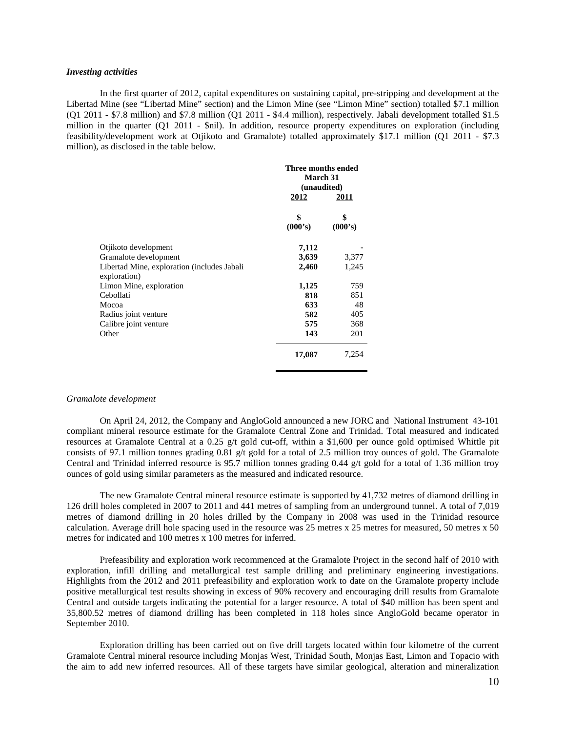*Investing activities*

In the first quarter of 2012, capital expenditures on sustaining capital, pre-stripping and development at the Libertad Mine (see "Libertad Mine" section) and the Limon Mine (see "Limon Mine" section) totalled $7.1 million (Q1 2011 - $7.8 million) and $7.8 million (Q1 2011 - $4.4 million), respectively. Jabali development totalled $1.5 million in the quarter (Q1 2011 - $nil). In addition, resource property expenditures on exploration (including feasibility/development work at Otjikoto and Gramalote) totalled approximately $17.1 million (Q1 2011 - $7.3 million), as disclosed in the table below.

| | Three months ended March 31 (unaudited) | |
|---|---|---|
| | **2012** | **2011** |
| | **\$ (000's)** | **\$ (000's)** |
| Otjikoto development | **7,112** | - |
| Gramalote development | **3,639** | 3,377 |
| Libertad Mine, exploration (includes Jabali exploration) | **2,460** | 1,245 |
| Limon Mine, exploration | **1,125** | 759 |
| Cebollati | **818** | 851 |
| Mocoa | **633** | 48 |
| Radius joint venture | **582** | 405 |
| Calibre joint venture | **575** | 368 |
| Other | **143** | 201 |
| | **17,087** | 7,254 |

*Gramalote development*

On April 24, 2012, the Company and AngloGold announced a new JORC and National Instrument 43-101 compliant mineral resource estimate for the Gramalote Central Zone and Trinidad. Total measured and indicated resources at Gramalote Central at a 0.25 g/t gold cut-off, within a $1,600 per ounce gold optimised Whittle pit consists of 97.1 million tonnes grading 0.81 g/t gold for a total of 2.5 million troy ounces of gold. The Gramalote Central and Trinidad inferred resource is 95.7 million tonnes grading 0.44 g/t gold for a total of 1.36 million troy ounces of gold using similar parameters as the measured and indicated resource.

The new Gramalote Central mineral resource estimate is supported by 41,732 metres of diamond drilling in 126 drill holes completed in 2007 to 2011 and 441 metres of sampling from an underground tunnel. A total of 7,019 metres of diamond drilling in 20 holes drilled by the Company in 2008 was used in the Trinidad resource calculation. Average drill hole spacing used in the resource was 25 metres x 25 metres for measured, 50 metres x 50 metres for indicated and 100 metres x 100 metres for inferred.

Prefeasibility and exploration work recommenced at the Gramalote Project in the second half of 2010 with exploration, infill drilling and metallurgical test sample drilling and preliminary engineering investigations. Highlights from the 2012 and 2011 prefeasibility and exploration work to date on the Gramalote property include positive metallurgical test results showing in excess of 90% recovery and encouraging drill results from Gramalote Central and outside targets indicating the potential for a larger resource. A total of $40 million has been spent and 35,800.52 metres of diamond drilling has been completed in 118 holes since AngloGold became operator in September 2010.

Exploration drilling has been carried out on five drill targets located within four kilometre of the current Gramalote Central mineral resource including Monjas West, Trinidad South, Monjas East, Limon and Topacio with the aim to add new inferred resources. All of these targets have similar geological, alteration and mineralization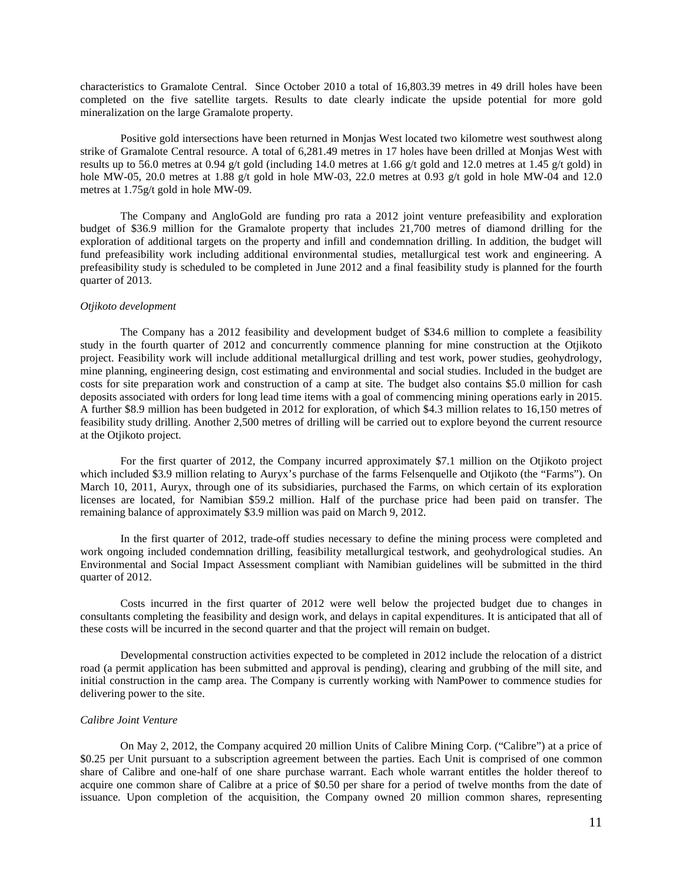characteristics to Gramalote Central. Since October 2010 a total of 16,803.39 metres in 49 drill holes have been completed on the five satellite targets. Results to date clearly indicate the upside potential for more gold mineralization on the large Gramalote property.

Positive gold intersections have been returned in Monjas West located two kilometre west southwest along strike of Gramalote Central resource. A total of 6,281.49 metres in 17 holes have been drilled at Monjas West with results up to 56.0 metres at 0.94 g/t gold (including 14.0 metres at 1.66 g/t gold and 12.0 metres at 1.45 g/t gold) in hole MW-05, 20.0 metres at 1.88 g/t gold in hole MW-03, 22.0 metres at 0.93 g/t gold in hole MW-04 and 12.0 metres at 1.75g/t gold in hole MW-09.

The Company and AngloGold are funding pro rata a 2012 joint venture prefeasibility and exploration budget of $36.9 million for the Gramalote property that includes 21,700 metres of diamond drilling for the exploration of additional targets on the property and infill and condemnation drilling. In addition, the budget will fund prefeasibility work including additional environmental studies, metallurgical test work and engineering. A prefeasibility study is scheduled to be completed in June 2012 and a final feasibility study is planned for the fourth quarter of 2013.

*Otjikoto development*

The Company has a 2012 feasibility and development budget of $34.6 million to complete a feasibility study in the fourth quarter of 2012 and concurrently commence planning for mine construction at the Otjikoto project. Feasibility work will include additional metallurgical drilling and test work, power studies, geohydrology, mine planning, engineering design, cost estimating and environmental and social studies. Included in the budget are costs for site preparation work and construction of a camp at site. The budget also contains $5.0 million for cash deposits associated with orders for long lead time items with a goal of commencing mining operations early in 2015. A further $8.9 million has been budgeted in 2012 for exploration, of which $4.3 million relates to 16,150 metres of feasibility study drilling. Another 2,500 metres of drilling will be carried out to explore beyond the current resource at the Otjikoto project.

For the first quarter of 2012, the Company incurred approximately $7.1 million on the Otjikoto project which included $3.9 million relating to Auryx's purchase of the farms Felsenquelle and Otjikoto (the "Farms"). On March 10, 2011, Auryx, through one of its subsidiaries, purchased the Farms, on which certain of its exploration licenses are located, for Namibian $59.2 million. Half of the purchase price had been paid on transfer. The remaining balance of approximately $3.9 million was paid on March 9, 2012.

In the first quarter of 2012, trade-off studies necessary to define the mining process were completed and work ongoing included condemnation drilling, feasibility metallurgical testwork, and geohydrological studies. An Environmental and Social Impact Assessment compliant with Namibian guidelines will be submitted in the third quarter of 2012.

Costs incurred in the first quarter of 2012 were well below the projected budget due to changes in consultants completing the feasibility and design work, and delays in capital expenditures. It is anticipated that all of these costs will be incurred in the second quarter and that the project will remain on budget.

Developmental construction activities expected to be completed in 2012 include the relocation of a district road (a permit application has been submitted and approval is pending), clearing and grubbing of the mill site, and initial construction in the camp area. The Company is currently working with NamPower to commence studies for delivering power to the site.

*Calibre Joint Venture*

On May 2, 2012, the Company acquired 20 million Units of Calibre Mining Corp. ("Calibre") at a price of $0.25 per Unit pursuant to a subscription agreement between the parties. Each Unit is comprised of one common share of Calibre and one-half of one share purchase warrant. Each whole warrant entitles the holder thereof to acquire one common share of Calibre at a price of $0.50 per share for a period of twelve months from the date of issuance. Upon completion of the acquisition, the Company owned 20 million common shares, representing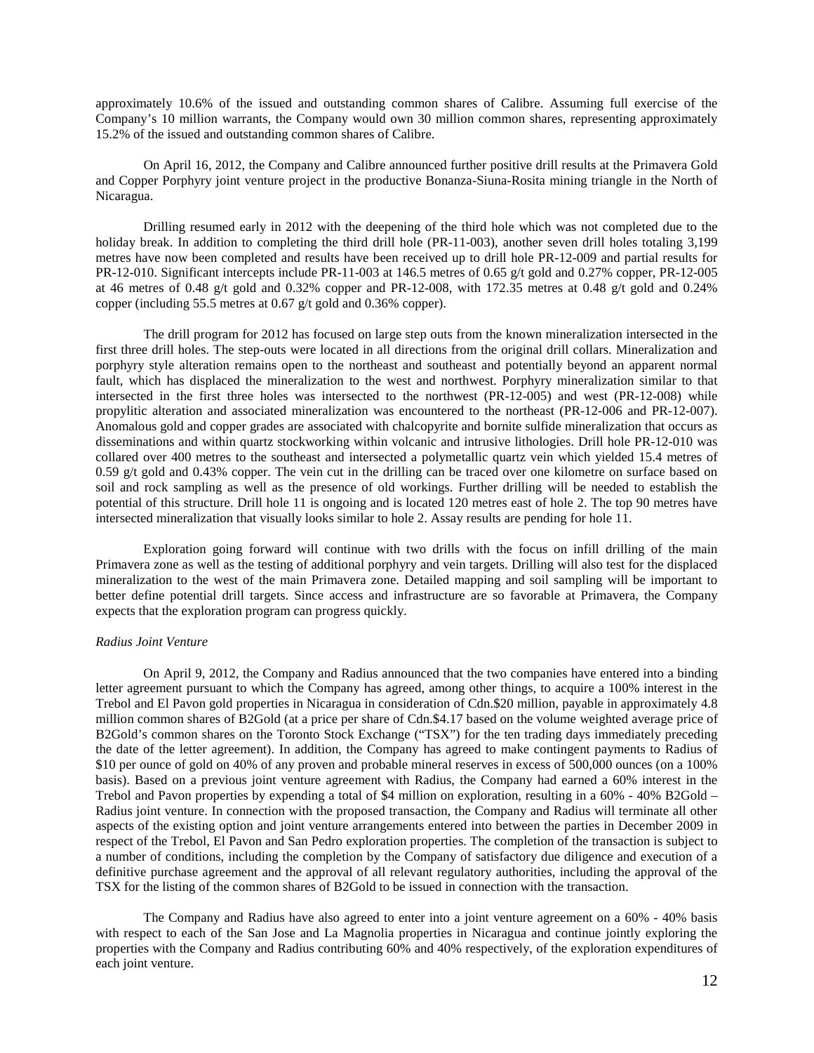approximately 10.6% of the issued and outstanding common shares of Calibre. Assuming full exercise of the Company's 10 million warrants, the Company would own 30 million common shares, representing approximately 15.2% of the issued and outstanding common shares of Calibre.

On April 16, 2012, the Company and Calibre announced further positive drill results at the Primavera Gold and Copper Porphyry joint venture project in the productive Bonanza-Siuna-Rosita mining triangle in the North of Nicaragua.

Drilling resumed early in 2012 with the deepening of the third hole which was not completed due to the holiday break. In addition to completing the third drill hole (PR-11-003), another seven drill holes totaling 3,199 metres have now been completed and results have been received up to drill hole PR-12-009 and partial results for PR-12-010. Significant intercepts include PR-11-003 at 146.5 metres of 0.65 g/t gold and 0.27% copper, PR-12-005 at 46 metres of 0.48 g/t gold and 0.32% copper and PR-12-008, with 172.35 metres at 0.48 g/t gold and 0.24% copper (including 55.5 metres at 0.67 g/t gold and 0.36% copper).

The drill program for 2012 has focused on large step outs from the known mineralization intersected in the first three drill holes. The step-outs were located in all directions from the original drill collars. Mineralization and porphyry style alteration remains open to the northeast and southeast and potentially beyond an apparent normal fault, which has displaced the mineralization to the west and northwest. Porphyry mineralization similar to that intersected in the first three holes was intersected to the northwest (PR-12-005) and west (PR-12-008) while propylitic alteration and associated mineralization was encountered to the northeast (PR-12-006 and PR-12-007). Anomalous gold and copper grades are associated with chalcopyrite and bornite sulfide mineralization that occurs as disseminations and within quartz stockworking within volcanic and intrusive lithologies. Drill hole PR-12-010 was collared over 400 metres to the southeast and intersected a polymetallic quartz vein which yielded 15.4 metres of 0.59 g/t gold and 0.43% copper. The vein cut in the drilling can be traced over one kilometre on surface based on soil and rock sampling as well as the presence of old workings. Further drilling will be needed to establish the potential of this structure. Drill hole 11 is ongoing and is located 120 metres east of hole 2. The top 90 metres have intersected mineralization that visually looks similar to hole 2. Assay results are pending for hole 11.

Exploration going forward will continue with two drills with the focus on infill drilling of the main Primavera zone as well as the testing of additional porphyry and vein targets. Drilling will also test for the displaced mineralization to the west of the main Primavera zone. Detailed mapping and soil sampling will be important to better define potential drill targets. Since access and infrastructure are so favorable at Primavera, the Company expects that the exploration program can progress quickly.

*Radius Joint Venture*

On April 9, 2012, the Company and Radius announced that the two companies have entered into a binding letter agreement pursuant to which the Company has agreed, among other things, to acquire a 100% interest in the Trebol and El Pavon gold properties in Nicaragua in consideration of Cdn.$20 million, payable in approximately 4.8 million common shares of B2Gold (at a price per share of Cdn.$4.17 based on the volume weighted average price of B2Gold's common shares on the Toronto Stock Exchange ("TSX") for the ten trading days immediately preceding the date of the letter agreement). In addition, the Company has agreed to make contingent payments to Radius of $10 per ounce of gold on 40% of any proven and probable mineral reserves in excess of 500,000 ounces (on a 100% basis). Based on a previous joint venture agreement with Radius, the Company had earned a 60% interest in the Trebol and Pavon properties by expending a total of $4 million on exploration, resulting in a 60% - 40% B2Gold – Radius joint venture. In connection with the proposed transaction, the Company and Radius will terminate all other aspects of the existing option and joint venture arrangements entered into between the parties in December 2009 in respect of the Trebol, El Pavon and San Pedro exploration properties. The completion of the transaction is subject to a number of conditions, including the completion by the Company of satisfactory due diligence and execution of a definitive purchase agreement and the approval of all relevant regulatory authorities, including the approval of the TSX for the listing of the common shares of B2Gold to be issued in connection with the transaction.

The Company and Radius have also agreed to enter into a joint venture agreement on a 60% - 40% basis with respect to each of the San Jose and La Magnolia properties in Nicaragua and continue jointly exploring the properties with the Company and Radius contributing 60% and 40% respectively, of the exploration expenditures of each joint venture.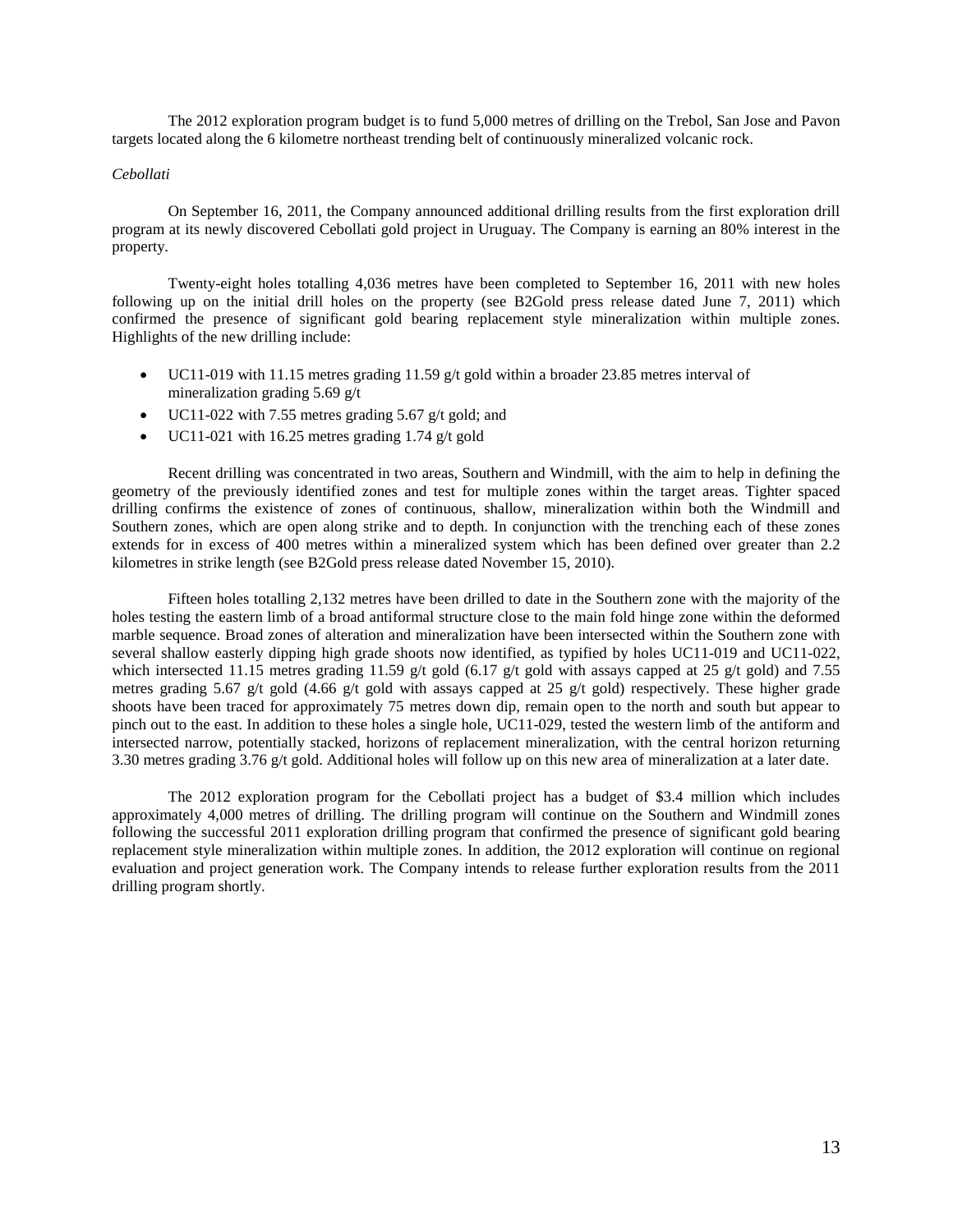The 2012 exploration program budget is to fund 5,000 metres of drilling on the Trebol, San Jose and Pavon targets located along the 6 kilometre northeast trending belt of continuously mineralized volcanic rock.

*Cebollati*

On September 16, 2011, the Company announced additional drilling results from the first exploration drill program at its newly discovered Cebollati gold project in Uruguay. The Company is earning an 80% interest in the property.

Twenty-eight holes totalling 4,036 metres have been completed to September 16, 2011 with new holes following up on the initial drill holes on the property (see B2Gold press release dated June 7, 2011) which confirmed the presence of significant gold bearing replacement style mineralization within multiple zones. Highlights of the new drilling include:

- UC11-019 with 11.15 metres grading 11.59 g/t gold within a broader 23.85 metres interval of mineralization grading 5.69 g/t
- UC11-022 with 7.55 metres grading 5.67 g/t gold; and
- UC11-021 with 16.25 metres grading 1.74 g/t gold

Recent drilling was concentrated in two areas, Southern and Windmill, with the aim to help in defining the geometry of the previously identified zones and test for multiple zones within the target areas. Tighter spaced drilling confirms the existence of zones of continuous, shallow, mineralization within both the Windmill and Southern zones, which are open along strike and to depth. In conjunction with the trenching each of these zones extends for in excess of 400 metres within a mineralized system which has been defined over greater than 2.2 kilometres in strike length (see B2Gold press release dated November 15, 2010).

Fifteen holes totalling 2,132 metres have been drilled to date in the Southern zone with the majority of the holes testing the eastern limb of a broad antiformal structure close to the main fold hinge zone within the deformed marble sequence. Broad zones of alteration and mineralization have been intersected within the Southern zone with several shallow easterly dipping high grade shoots now identified, as typified by holes UC11-019 and UC11-022, which intersected 11.15 metres grading 11.59 g/t gold (6.17 g/t gold with assays capped at 25 g/t gold) and 7.55 metres grading 5.67 g/t gold (4.66 g/t gold with assays capped at 25 g/t gold) respectively. These higher grade shoots have been traced for approximately 75 metres down dip, remain open to the north and south but appear to pinch out to the east. In addition to these holes a single hole, UC11-029, tested the western limb of the antiform and intersected narrow, potentially stacked, horizons of replacement mineralization, with the central horizon returning 3.30 metres grading 3.76 g/t gold. Additional holes will follow up on this new area of mineralization at a later date.

The 2012 exploration program for the Cebollati project has a budget of $3.4 million which includes approximately 4,000 metres of drilling. The drilling program will continue on the Southern and Windmill zones following the successful 2011 exploration drilling program that confirmed the presence of significant gold bearing replacement style mineralization within multiple zones. In addition, the 2012 exploration will continue on regional evaluation and project generation work. The Company intends to release further exploration results from the 2011 drilling program shortly.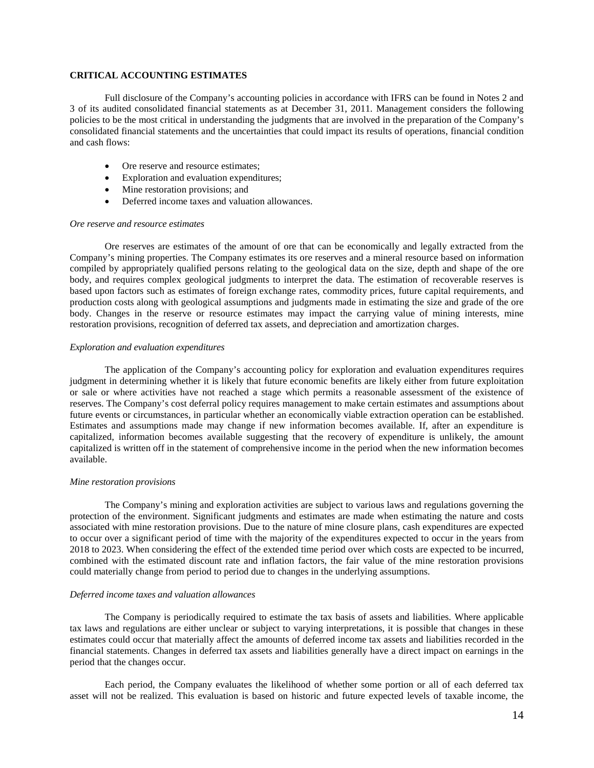## CRITICAL ACCOUNTING ESTIMATES

Full disclosure of the Company's accounting policies in accordance with IFRS can be found in Notes 2 and 3 of its audited consolidated financial statements as at December 31, 2011. Management considers the following policies to be the most critical in understanding the judgments that are involved in the preparation of the Company's consolidated financial statements and the uncertainties that could impact its results of operations, financial condition and cash flows:

- Ore reserve and resource estimates;
- Exploration and evaluation expenditures;
- Mine restoration provisions; and
- Deferred income taxes and valuation allowances.

*Ore reserve and resource estimates*

Ore reserves are estimates of the amount of ore that can be economically and legally extracted from the Company's mining properties. The Company estimates its ore reserves and a mineral resource based on information compiled by appropriately qualified persons relating to the geological data on the size, depth and shape of the ore body, and requires complex geological judgments to interpret the data. The estimation of recoverable reserves is based upon factors such as estimates of foreign exchange rates, commodity prices, future capital requirements, and production costs along with geological assumptions and judgments made in estimating the size and grade of the ore body. Changes in the reserve or resource estimates may impact the carrying value of mining interests, mine restoration provisions, recognition of deferred tax assets, and depreciation and amortization charges.

*Exploration and evaluation expenditures*

The application of the Company's accounting policy for exploration and evaluation expenditures requires judgment in determining whether it is likely that future economic benefits are likely either from future exploitation or sale or where activities have not reached a stage which permits a reasonable assessment of the existence of reserves. The Company's cost deferral policy requires management to make certain estimates and assumptions about future events or circumstances, in particular whether an economically viable extraction operation can be established. Estimates and assumptions made may change if new information becomes available. If, after an expenditure is capitalized, information becomes available suggesting that the recovery of expenditure is unlikely, the amount capitalized is written off in the statement of comprehensive income in the period when the new information becomes available.

*Mine restoration provisions*

The Company's mining and exploration activities are subject to various laws and regulations governing the protection of the environment. Significant judgments and estimates are made when estimating the nature and costs associated with mine restoration provisions. Due to the nature of mine closure plans, cash expenditures are expected to occur over a significant period of time with the majority of the expenditures expected to occur in the years from 2018 to 2023. When considering the effect of the extended time period over which costs are expected to be incurred, combined with the estimated discount rate and inflation factors, the fair value of the mine restoration provisions could materially change from period to period due to changes in the underlying assumptions.

*Deferred income taxes and valuation allowances*

The Company is periodically required to estimate the tax basis of assets and liabilities. Where applicable tax laws and regulations are either unclear or subject to varying interpretations, it is possible that changes in these estimates could occur that materially affect the amounts of deferred income tax assets and liabilities recorded in the financial statements. Changes in deferred tax assets and liabilities generally have a direct impact on earnings in the period that the changes occur.

Each period, the Company evaluates the likelihood of whether some portion or all of each deferred tax asset will not be realized. This evaluation is based on historic and future expected levels of taxable income, the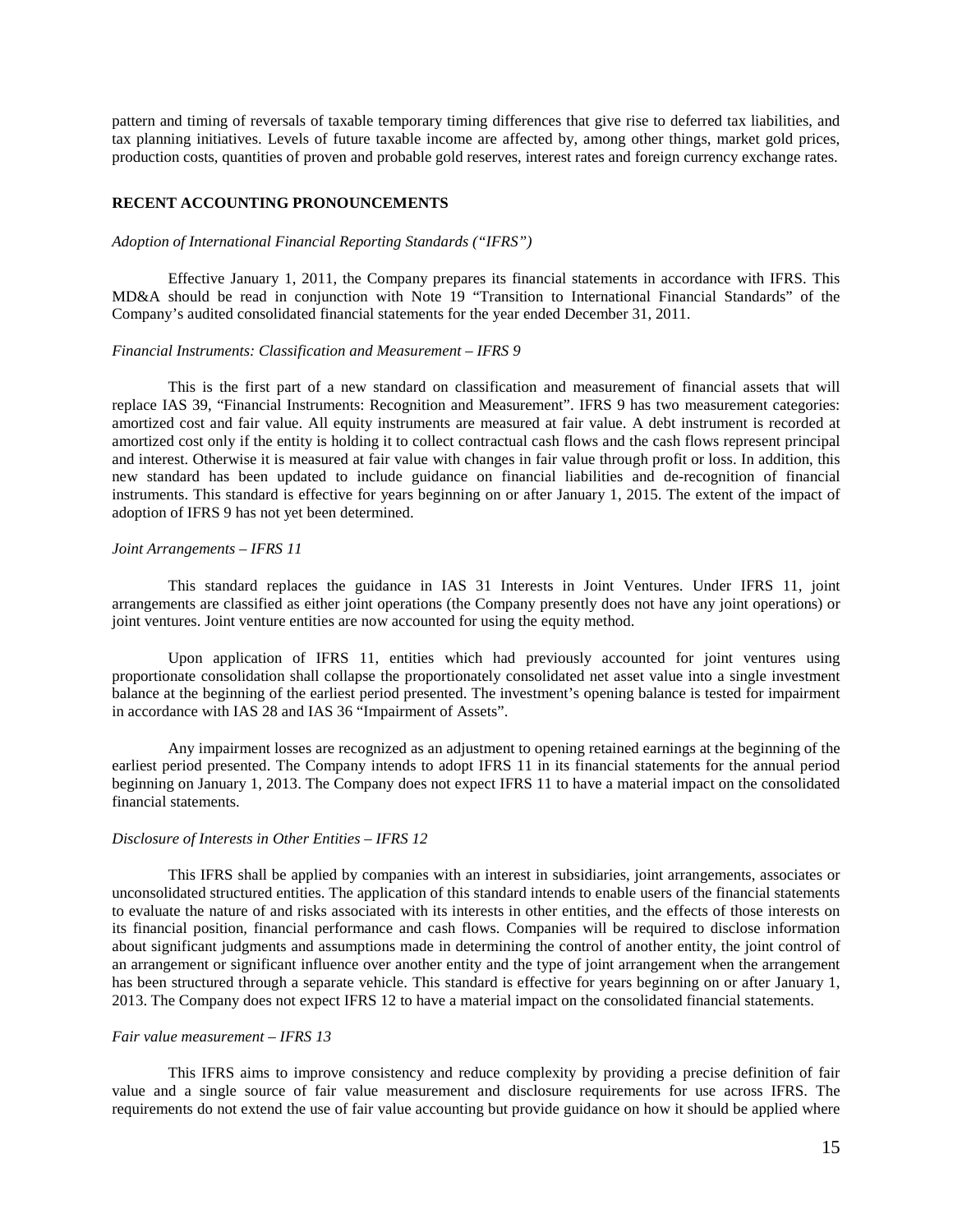pattern and timing of reversals of taxable temporary timing differences that give rise to deferred tax liabilities, and tax planning initiatives. Levels of future taxable income are affected by, among other things, market gold prices, production costs, quantities of proven and probable gold reserves, interest rates and foreign currency exchange rates.

## RECENT ACCOUNTING PRONOUNCEMENTS

*Adoption of International Financial Reporting Standards ("IFRS")*

Effective January 1, 2011, the Company prepares its financial statements in accordance with IFRS. This MD&A should be read in conjunction with Note 19 "Transition to International Financial Standards" of the Company's audited consolidated financial statements for the year ended December 31, 2011.

*Financial Instruments: Classification and Measurement – IFRS 9*

This is the first part of a new standard on classification and measurement of financial assets that will replace IAS 39, "Financial Instruments: Recognition and Measurement". IFRS 9 has two measurement categories: amortized cost and fair value. All equity instruments are measured at fair value. A debt instrument is recorded at amortized cost only if the entity is holding it to collect contractual cash flows and the cash flows represent principal and interest. Otherwise it is measured at fair value with changes in fair value through profit or loss. In addition, this new standard has been updated to include guidance on financial liabilities and de-recognition of financial instruments. This standard is effective for years beginning on or after January 1, 2015. The extent of the impact of adoption of IFRS 9 has not yet been determined.

*Joint Arrangements – IFRS 11*

This standard replaces the guidance in IAS 31 Interests in Joint Ventures. Under IFRS 11, joint arrangements are classified as either joint operations (the Company presently does not have any joint operations) or joint ventures. Joint venture entities are now accounted for using the equity method.

Upon application of IFRS 11, entities which had previously accounted for joint ventures using proportionate consolidation shall collapse the proportionately consolidated net asset value into a single investment balance at the beginning of the earliest period presented. The investment's opening balance is tested for impairment in accordance with IAS 28 and IAS 36 "Impairment of Assets".

Any impairment losses are recognized as an adjustment to opening retained earnings at the beginning of the earliest period presented. The Company intends to adopt IFRS 11 in its financial statements for the annual period beginning on January 1, 2013. The Company does not expect IFRS 11 to have a material impact on the consolidated financial statements.

*Disclosure of Interests in Other Entities – IFRS 12*

This IFRS shall be applied by companies with an interest in subsidiaries, joint arrangements, associates or unconsolidated structured entities. The application of this standard intends to enable users of the financial statements to evaluate the nature of and risks associated with its interests in other entities, and the effects of those interests on its financial position, financial performance and cash flows. Companies will be required to disclose information about significant judgments and assumptions made in determining the control of another entity, the joint control of an arrangement or significant influence over another entity and the type of joint arrangement when the arrangement has been structured through a separate vehicle. This standard is effective for years beginning on or after January 1, 2013. The Company does not expect IFRS 12 to have a material impact on the consolidated financial statements.

*Fair value measurement – IFRS 13*

This IFRS aims to improve consistency and reduce complexity by providing a precise definition of fair value and a single source of fair value measurement and disclosure requirements for use across IFRS. The requirements do not extend the use of fair value accounting but provide guidance on how it should be applied where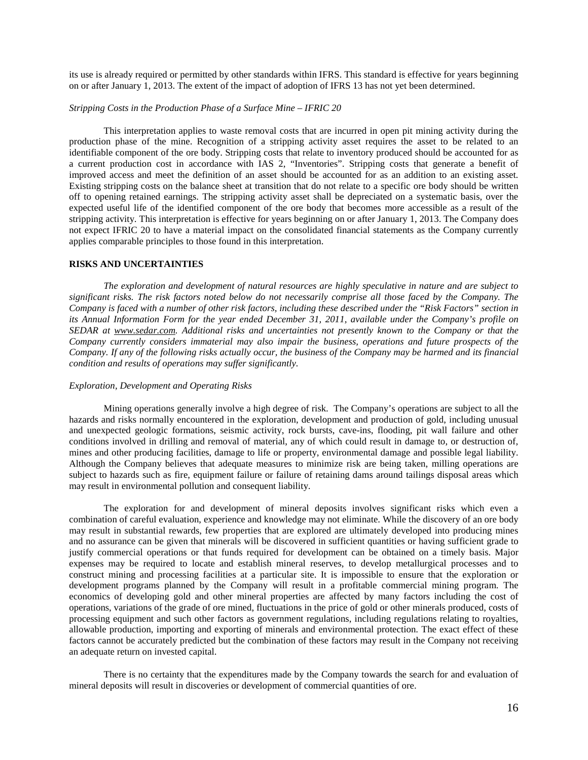its use is already required or permitted by other standards within IFRS. This standard is effective for years beginning on or after January 1, 2013. The extent of the impact of adoption of IFRS 13 has not yet been determined.

*Stripping Costs in the Production Phase of a Surface Mine – IFRIC 20*

This interpretation applies to waste removal costs that are incurred in open pit mining activity during the production phase of the mine. Recognition of a stripping activity asset requires the asset to be related to an identifiable component of the ore body. Stripping costs that relate to inventory produced should be accounted for as a current production cost in accordance with IAS 2, "Inventories". Stripping costs that generate a benefit of improved access and meet the definition of an asset should be accounted for as an addition to an existing asset. Existing stripping costs on the balance sheet at transition that do not relate to a specific ore body should be written off to opening retained earnings. The stripping activity asset shall be depreciated on a systematic basis, over the expected useful life of the identified component of the ore body that becomes more accessible as a result of the stripping activity. This interpretation is effective for years beginning on or after January 1, 2013. The Company does not expect IFRIC 20 to have a material impact on the consolidated financial statements as the Company currently applies comparable principles to those found in this interpretation.

## RISKS AND UNCERTAINTIES

*The exploration and development of natural resources are highly speculative in nature and are subject to significant risks. The risk factors noted below do not necessarily comprise all those faced by the Company. The Company is faced with a number of other risk factors, including these described under the "Risk Factors" section in its Annual Information Form for the year ended December 31, 2011, available under the Company's profile on SEDAR at www.sedar.com. Additional risks and uncertainties not presently known to the Company or that the Company currently considers immaterial may also impair the business, operations and future prospects of the Company. If any of the following risks actually occur, the business of the Company may be harmed and its financial condition and results of operations may suffer significantly.*

*Exploration, Development and Operating Risks*

Mining operations generally involve a high degree of risk. The Company's operations are subject to all the hazards and risks normally encountered in the exploration, development and production of gold, including unusual and unexpected geologic formations, seismic activity, rock bursts, cave-ins, flooding, pit wall failure and other conditions involved in drilling and removal of material, any of which could result in damage to, or destruction of, mines and other producing facilities, damage to life or property, environmental damage and possible legal liability. Although the Company believes that adequate measures to minimize risk are being taken, milling operations are subject to hazards such as fire, equipment failure or failure of retaining dams around tailings disposal areas which may result in environmental pollution and consequent liability.

The exploration for and development of mineral deposits involves significant risks which even a combination of careful evaluation, experience and knowledge may not eliminate. While the discovery of an ore body may result in substantial rewards, few properties that are explored are ultimately developed into producing mines and no assurance can be given that minerals will be discovered in sufficient quantities or having sufficient grade to justify commercial operations or that funds required for development can be obtained on a timely basis. Major expenses may be required to locate and establish mineral reserves, to develop metallurgical processes and to construct mining and processing facilities at a particular site. It is impossible to ensure that the exploration or development programs planned by the Company will result in a profitable commercial mining program. The economics of developing gold and other mineral properties are affected by many factors including the cost of operations, variations of the grade of ore mined, fluctuations in the price of gold or other minerals produced, costs of processing equipment and such other factors as government regulations, including regulations relating to royalties, allowable production, importing and exporting of minerals and environmental protection. The exact effect of these factors cannot be accurately predicted but the combination of these factors may result in the Company not receiving an adequate return on invested capital.

There is no certainty that the expenditures made by the Company towards the search for and evaluation of mineral deposits will result in discoveries or development of commercial quantities of ore.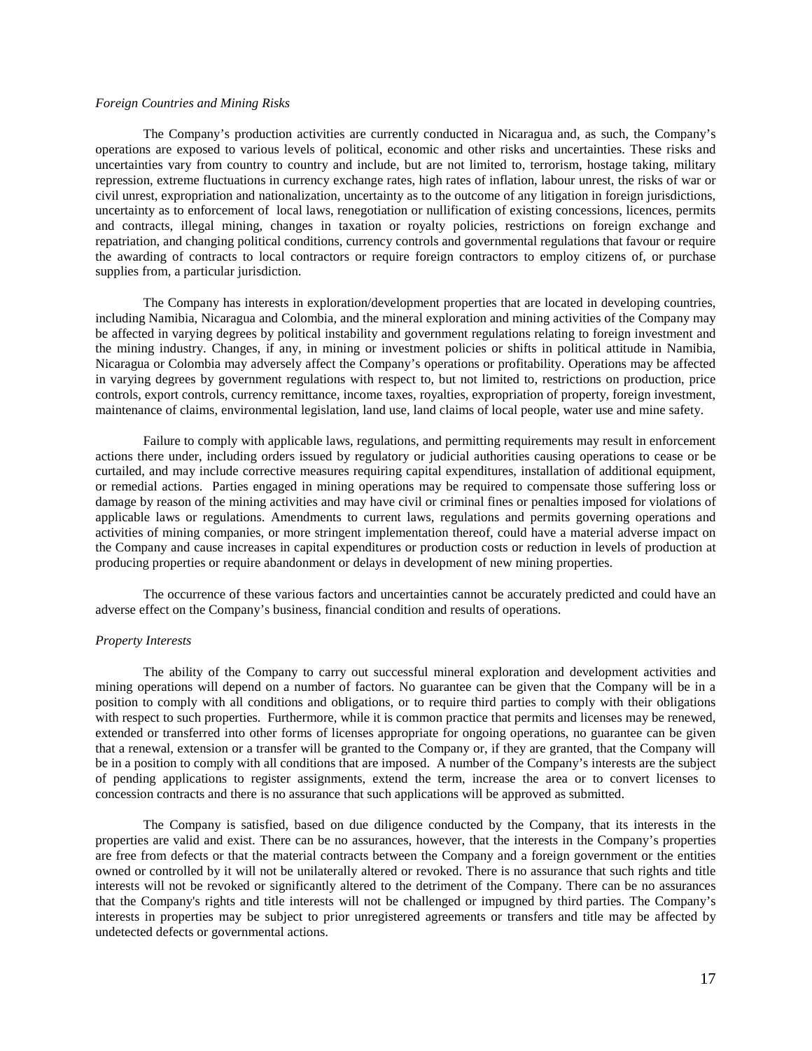*Foreign Countries and Mining Risks*

The Company's production activities are currently conducted in Nicaragua and, as such, the Company's operations are exposed to various levels of political, economic and other risks and uncertainties. These risks and uncertainties vary from country to country and include, but are not limited to, terrorism, hostage taking, military repression, extreme fluctuations in currency exchange rates, high rates of inflation, labour unrest, the risks of war or civil unrest, expropriation and nationalization, uncertainty as to the outcome of any litigation in foreign jurisdictions, uncertainty as to enforcement of local laws, renegotiation or nullification of existing concessions, licences, permits and contracts, illegal mining, changes in taxation or royalty policies, restrictions on foreign exchange and repatriation, and changing political conditions, currency controls and governmental regulations that favour or require the awarding of contracts to local contractors or require foreign contractors to employ citizens of, or purchase supplies from, a particular jurisdiction.

The Company has interests in exploration/development properties that are located in developing countries, including Namibia, Nicaragua and Colombia, and the mineral exploration and mining activities of the Company may be affected in varying degrees by political instability and government regulations relating to foreign investment and the mining industry. Changes, if any, in mining or investment policies or shifts in political attitude in Namibia, Nicaragua or Colombia may adversely affect the Company's operations or profitability. Operations may be affected in varying degrees by government regulations with respect to, but not limited to, restrictions on production, price controls, export controls, currency remittance, income taxes, royalties, expropriation of property, foreign investment, maintenance of claims, environmental legislation, land use, land claims of local people, water use and mine safety.

Failure to comply with applicable laws, regulations, and permitting requirements may result in enforcement actions there under, including orders issued by regulatory or judicial authorities causing operations to cease or be curtailed, and may include corrective measures requiring capital expenditures, installation of additional equipment, or remedial actions. Parties engaged in mining operations may be required to compensate those suffering loss or damage by reason of the mining activities and may have civil or criminal fines or penalties imposed for violations of applicable laws or regulations. Amendments to current laws, regulations and permits governing operations and activities of mining companies, or more stringent implementation thereof, could have a material adverse impact on the Company and cause increases in capital expenditures or production costs or reduction in levels of production at producing properties or require abandonment or delays in development of new mining properties.

The occurrence of these various factors and uncertainties cannot be accurately predicted and could have an adverse effect on the Company's business, financial condition and results of operations.

*Property Interests*

The ability of the Company to carry out successful mineral exploration and development activities and mining operations will depend on a number of factors. No guarantee can be given that the Company will be in a position to comply with all conditions and obligations, or to require third parties to comply with their obligations with respect to such properties. Furthermore, while it is common practice that permits and licenses may be renewed, extended or transferred into other forms of licenses appropriate for ongoing operations, no guarantee can be given that a renewal, extension or a transfer will be granted to the Company or, if they are granted, that the Company will be in a position to comply with all conditions that are imposed. A number of the Company's interests are the subject of pending applications to register assignments, extend the term, increase the area or to convert licenses to concession contracts and there is no assurance that such applications will be approved as submitted.

The Company is satisfied, based on due diligence conducted by the Company, that its interests in the properties are valid and exist. There can be no assurances, however, that the interests in the Company's properties are free from defects or that the material contracts between the Company and a foreign government or the entities owned or controlled by it will not be unilaterally altered or revoked. There is no assurance that such rights and title interests will not be revoked or significantly altered to the detriment of the Company. There can be no assurances that the Company's rights and title interests will not be challenged or impugned by third parties. The Company's interests in properties may be subject to prior unregistered agreements or transfers and title may be affected by undetected defects or governmental actions.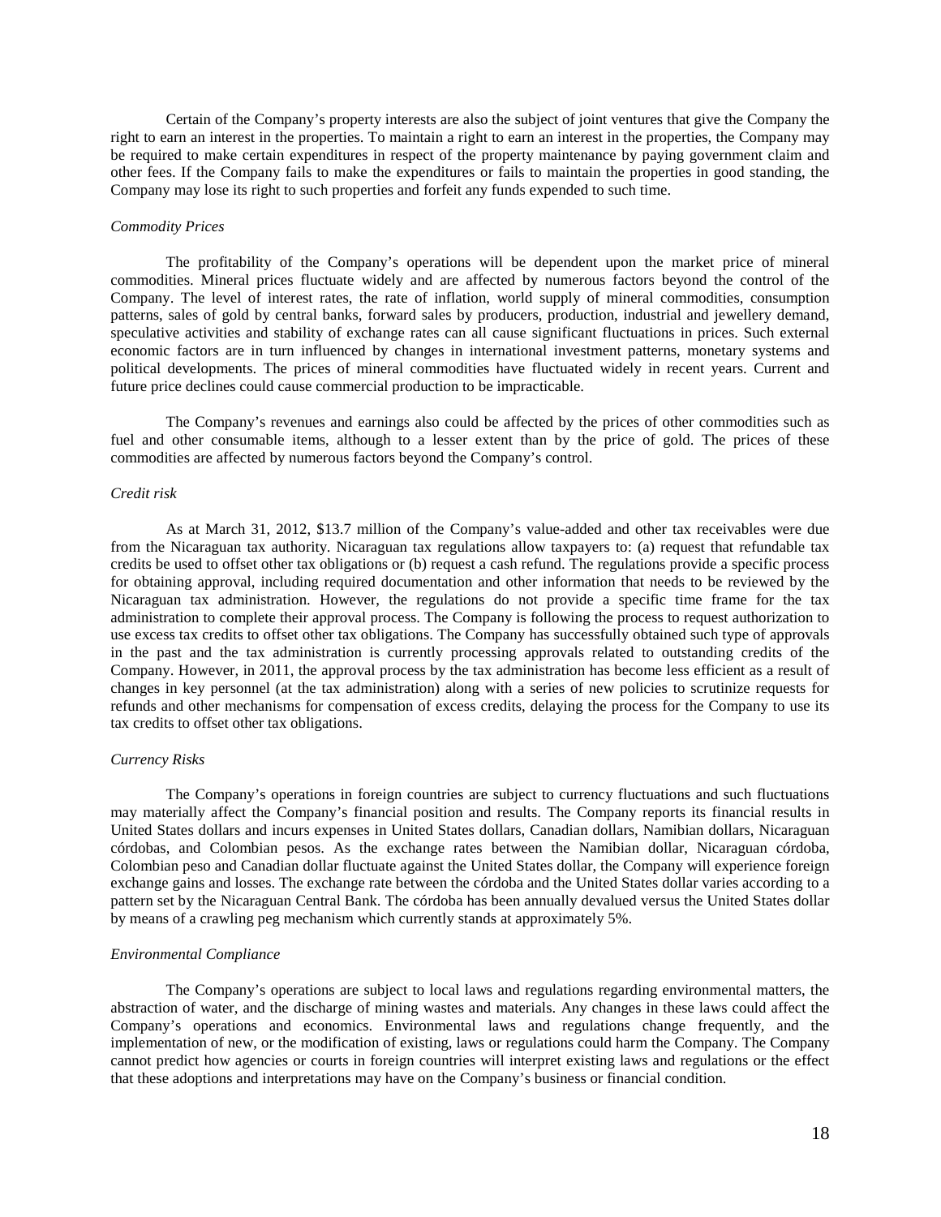Certain of the Company's property interests are also the subject of joint ventures that give the Company the right to earn an interest in the properties. To maintain a right to earn an interest in the properties, the Company may be required to make certain expenditures in respect of the property maintenance by paying government claim and other fees. If the Company fails to make the expenditures or fails to maintain the properties in good standing, the Company may lose its right to such properties and forfeit any funds expended to such time.

*Commodity Prices*

The profitability of the Company's operations will be dependent upon the market price of mineral commodities. Mineral prices fluctuate widely and are affected by numerous factors beyond the control of the Company. The level of interest rates, the rate of inflation, world supply of mineral commodities, consumption patterns, sales of gold by central banks, forward sales by producers, production, industrial and jewellery demand, speculative activities and stability of exchange rates can all cause significant fluctuations in prices. Such external economic factors are in turn influenced by changes in international investment patterns, monetary systems and political developments. The prices of mineral commodities have fluctuated widely in recent years. Current and future price declines could cause commercial production to be impracticable.

The Company's revenues and earnings also could be affected by the prices of other commodities such as fuel and other consumable items, although to a lesser extent than by the price of gold. The prices of these commodities are affected by numerous factors beyond the Company's control.

*Credit risk*

As at March 31, 2012, $13.7 million of the Company's value-added and other tax receivables were due from the Nicaraguan tax authority. Nicaraguan tax regulations allow taxpayers to: (a) request that refundable tax credits be used to offset other tax obligations or (b) request a cash refund. The regulations provide a specific process for obtaining approval, including required documentation and other information that needs to be reviewed by the Nicaraguan tax administration. However, the regulations do not provide a specific time frame for the tax administration to complete their approval process. The Company is following the process to request authorization to use excess tax credits to offset other tax obligations. The Company has successfully obtained such type of approvals in the past and the tax administration is currently processing approvals related to outstanding credits of the Company. However, in 2011, the approval process by the tax administration has become less efficient as a result of changes in key personnel (at the tax administration) along with a series of new policies to scrutinize requests for refunds and other mechanisms for compensation of excess credits, delaying the process for the Company to use its tax credits to offset other tax obligations.

*Currency Risks*

The Company's operations in foreign countries are subject to currency fluctuations and such fluctuations may materially affect the Company's financial position and results. The Company reports its financial results in United States dollars and incurs expenses in United States dollars, Canadian dollars, Namibian dollars, Nicaraguan córdobas, and Colombian pesos. As the exchange rates between the Namibian dollar, Nicaraguan córdoba, Colombian peso and Canadian dollar fluctuate against the United States dollar, the Company will experience foreign exchange gains and losses. The exchange rate between the córdoba and the United States dollar varies according to a pattern set by the Nicaraguan Central Bank. The córdoba has been annually devalued versus the United States dollar by means of a crawling peg mechanism which currently stands at approximately 5%.

*Environmental Compliance*

The Company's operations are subject to local laws and regulations regarding environmental matters, the abstraction of water, and the discharge of mining wastes and materials. Any changes in these laws could affect the Company's operations and economics. Environmental laws and regulations change frequently, and the implementation of new, or the modification of existing, laws or regulations could harm the Company. The Company cannot predict how agencies or courts in foreign countries will interpret existing laws and regulations or the effect that these adoptions and interpretations may have on the Company's business or financial condition.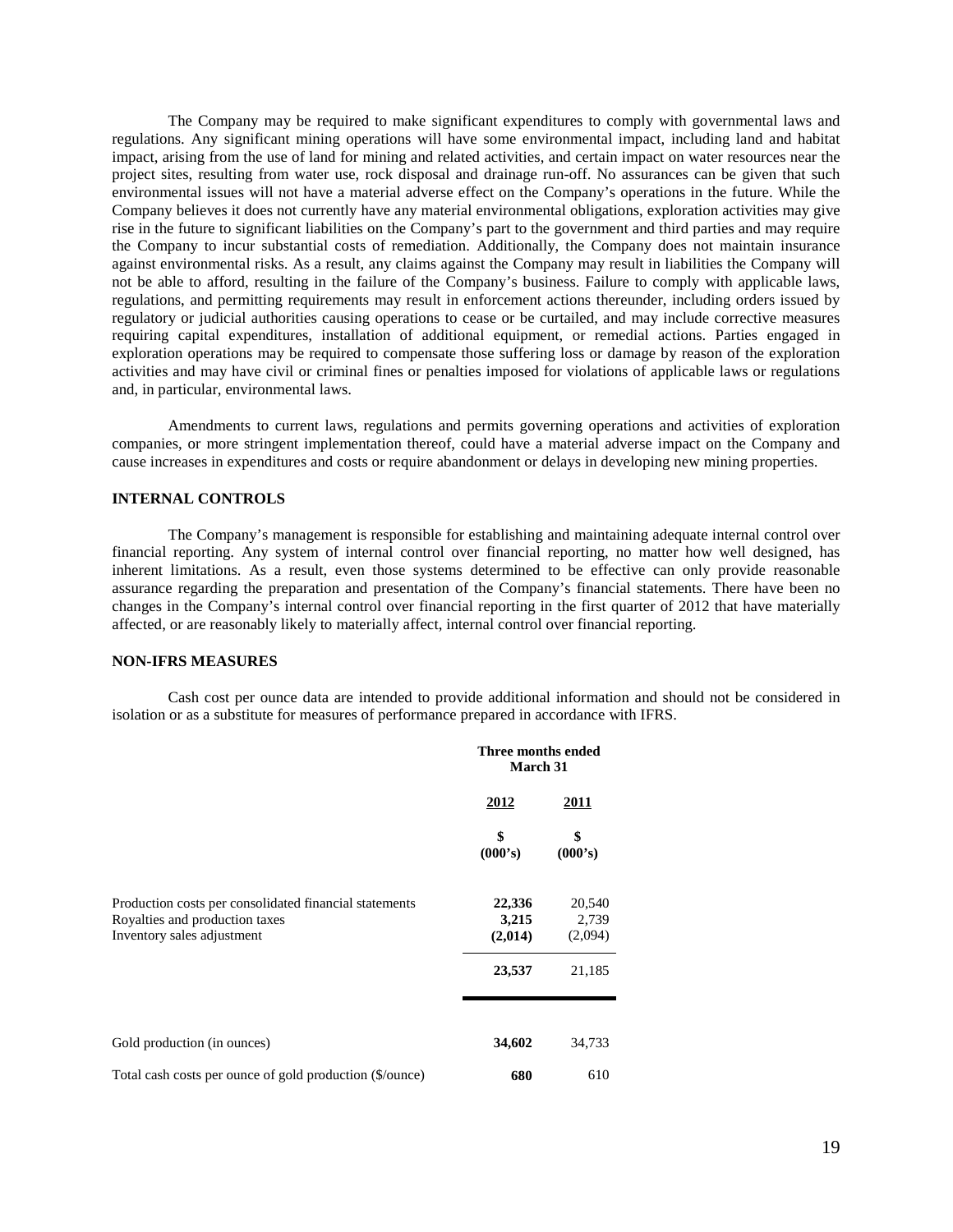The Company may be required to make significant expenditures to comply with governmental laws and regulations. Any significant mining operations will have some environmental impact, including land and habitat impact, arising from the use of land for mining and related activities, and certain impact on water resources near the project sites, resulting from water use, rock disposal and drainage run-off. No assurances can be given that such environmental issues will not have a material adverse effect on the Company's operations in the future. While the Company believes it does not currently have any material environmental obligations, exploration activities may give rise in the future to significant liabilities on the Company's part to the government and third parties and may require the Company to incur substantial costs of remediation. Additionally, the Company does not maintain insurance against environmental risks. As a result, any claims against the Company may result in liabilities the Company will not be able to afford, resulting in the failure of the Company's business. Failure to comply with applicable laws, regulations, and permitting requirements may result in enforcement actions thereunder, including orders issued by regulatory or judicial authorities causing operations to cease or be curtailed, and may include corrective measures requiring capital expenditures, installation of additional equipment, or remedial actions. Parties engaged in exploration operations may be required to compensate those suffering loss or damage by reason of the exploration activities and may have civil or criminal fines or penalties imposed for violations of applicable laws or regulations and, in particular, environmental laws.

Amendments to current laws, regulations and permits governing operations and activities of exploration companies, or more stringent implementation thereof, could have a material adverse impact on the Company and cause increases in expenditures and costs or require abandonment or delays in developing new mining properties.

## INTERNAL CONTROLS

The Company's management is responsible for establishing and maintaining adequate internal control over financial reporting. Any system of internal control over financial reporting, no matter how well designed, has inherent limitations. As a result, even those systems determined to be effective can only provide reasonable assurance regarding the preparation and presentation of the Company's financial statements. There have been no changes in the Company's internal control over financial reporting in the first quarter of 2012 that have materially affected, or are reasonably likely to materially affect, internal control over financial reporting.

## NON-IFRS MEASURES

Cash cost per ounce data are intended to provide additional information and should not be considered in isolation or as a substitute for measures of performance prepared in accordance with IFRS.

| | Three months ended March 31 | |
|---|---|---|
| | **2012** | **2011** |
| | **\$ (000's)** | **\$ (000's)** |
| Production costs per consolidated financial statements | **22,336** | 20,540 |
| Royalties and production taxes | **3,215** | 2,739 |
| Inventory sales adjustment | **(2,014)** | (2,094) |
| | **23,537** | 21,185 |
| Gold production (in ounces) | **34,602** | 34,733 |
| Total cash costs per ounce of gold production (\$/ounce) | **680** | 610 |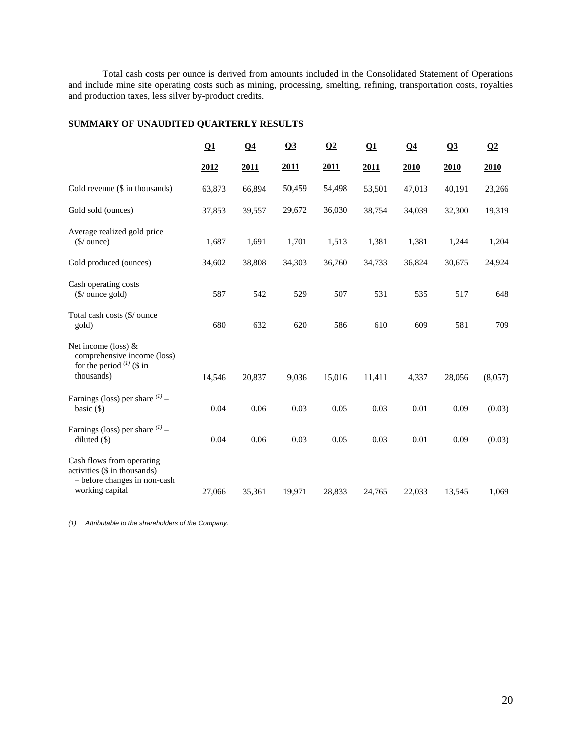Total cash costs per ounce is derived from amounts included in the Consolidated Statement of Operations and include mine site operating costs such as mining, processing, smelting, refining, transportation costs, royalties and production taxes, less silver by-product credits.

## SUMMARY OF UNAUDITED QUARTERLY RESULTS

| | Q1 2012 | Q4 2011 | Q3 2011 | Q2 2011 | Q1 2011 | Q4 2010 | Q3 2010 | Q2 2010 |
|---|---|---|---|---|---|---|---|---|
| Gold revenue ($ in thousands) | 63,873 | 66,894 | 50,459 | 54,498 | 53,501 | 47,013 | 40,191 | 23,266 |
| Gold sold (ounces) | 37,853 | 39,557 | 29,672 | 36,030 | 38,754 | 34,039 | 32,300 | 19,319 |
| Average realized gold price ($/ ounce) | 1,687 | 1,691 | 1,701 | 1,513 | 1,381 | 1,381 | 1,244 | 1,204 |
| Gold produced (ounces) | 34,602 | 38,808 | 34,303 | 36,760 | 34,733 | 36,824 | 30,675 | 24,924 |
| Cash operating costs ($/ ounce gold) | 587 | 542 | 529 | 507 | 531 | 535 | 517 | 648 |
| Total cash costs ($/ ounce gold) | 680 | 632 | 620 | 586 | 610 | 609 | 581 | 709 |
| Net income (loss) & comprehensive income (loss) for the period [(1)] ($ in thousands) | 14,546 | 20,837 | 9,036 | 15,016 | 11,411 | 4,337 | 28,056 | (8,057) |
| Earnings (loss) per share [(1)] – basic ($) | 0.04 | 0.06 | 0.03 | 0.05 | 0.03 | 0.01 | 0.09 | (0.03) |
| Earnings (loss) per share [(1)] – diluted ($) | 0.04 | 0.06 | 0.03 | 0.05 | 0.03 | 0.01 | 0.09 | (0.03) |
| Cash flows from operating activities ($ in thousands) – before changes in non-cash working capital | 27,066 | 35,361 | 19,971 | 28,833 | 24,765 | 22,033 | 13,545 | 1,069 |

*(1) Attributable to the shareholders of the Company.*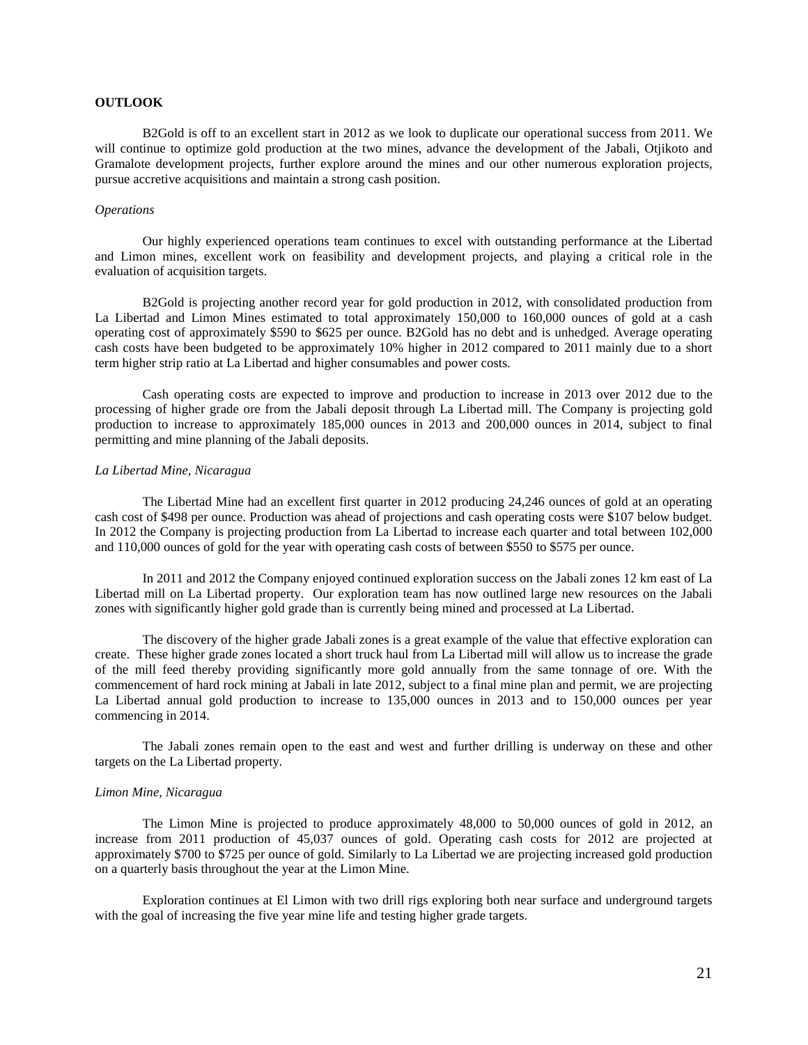## OUTLOOK

B2Gold is off to an excellent start in 2012 as we look to duplicate our operational success from 2011. We will continue to optimize gold production at the two mines, advance the development of the Jabali, Otjikoto and Gramalote development projects, further explore around the mines and our other numerous exploration projects, pursue accretive acquisitions and maintain a strong cash position.

*Operations*

Our highly experienced operations team continues to excel with outstanding performance at the Libertad and Limon mines, excellent work on feasibility and development projects, and playing a critical role in the evaluation of acquisition targets.

B2Gold is projecting another record year for gold production in 2012, with consolidated production from La Libertad and Limon Mines estimated to total approximately 150,000 to 160,000 ounces of gold at a cash operating cost of approximately $590 to $625 per ounce. B2Gold has no debt and is unhedged. Average operating cash costs have been budgeted to be approximately 10% higher in 2012 compared to 2011 mainly due to a short term higher strip ratio at La Libertad and higher consumables and power costs.

Cash operating costs are expected to improve and production to increase in 2013 over 2012 due to the processing of higher grade ore from the Jabali deposit through La Libertad mill. The Company is projecting gold production to increase to approximately 185,000 ounces in 2013 and 200,000 ounces in 2014, subject to final permitting and mine planning of the Jabali deposits.

*La Libertad Mine, Nicaragua*

The Libertad Mine had an excellent first quarter in 2012 producing 24,246 ounces of gold at an operating cash cost of $498 per ounce. Production was ahead of projections and cash operating costs were $107 below budget. In 2012 the Company is projecting production from La Libertad to increase each quarter and total between 102,000 and 110,000 ounces of gold for the year with operating cash costs of between $550 to $575 per ounce.

In 2011 and 2012 the Company enjoyed continued exploration success on the Jabali zones 12 km east of La Libertad mill on La Libertad property. Our exploration team has now outlined large new resources on the Jabali zones with significantly higher gold grade than is currently being mined and processed at La Libertad.

The discovery of the higher grade Jabali zones is a great example of the value that effective exploration can create. These higher grade zones located a short truck haul from La Libertad mill will allow us to increase the grade of the mill feed thereby providing significantly more gold annually from the same tonnage of ore. With the commencement of hard rock mining at Jabali in late 2012, subject to a final mine plan and permit, we are projecting La Libertad annual gold production to increase to 135,000 ounces in 2013 and to 150,000 ounces per year commencing in 2014.

The Jabali zones remain open to the east and west and further drilling is underway on these and other targets on the La Libertad property.

*Limon Mine, Nicaragua*

The Limon Mine is projected to produce approximately 48,000 to 50,000 ounces of gold in 2012, an increase from 2011 production of 45,037 ounces of gold. Operating cash costs for 2012 are projected at approximately $700 to $725 per ounce of gold. Similarly to La Libertad we are projecting increased gold production on a quarterly basis throughout the year at the Limon Mine.

Exploration continues at El Limon with two drill rigs exploring both near surface and underground targets with the goal of increasing the five year mine life and testing higher grade targets.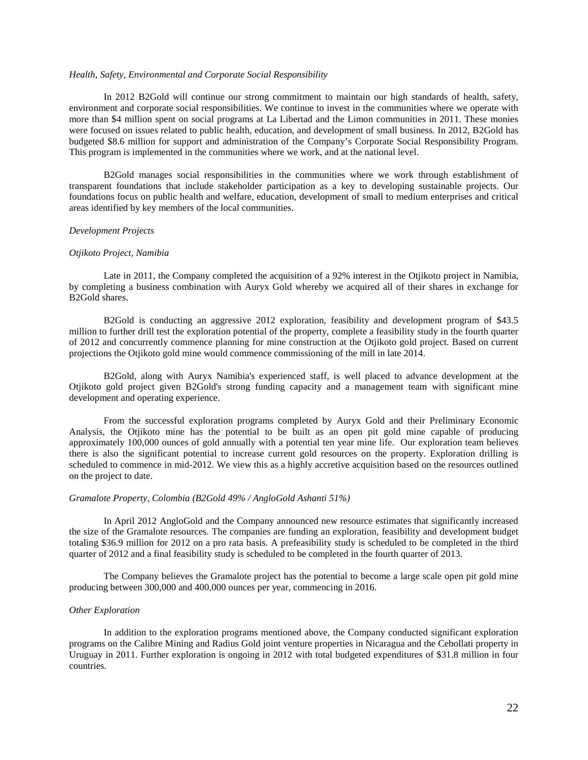*Health, Safety, Environmental and Corporate Social Responsibility*

In 2012 B2Gold will continue our strong commitment to maintain our high standards of health, safety, environment and corporate social responsibilities. We continue to invest in the communities where we operate with more than $4 million spent on social programs at La Libertad and the Limon communities in 2011. These monies were focused on issues related to public health, education, and development of small business. In 2012, B2Gold has budgeted $8.6 million for support and administration of the Company's Corporate Social Responsibility Program. This program is implemented in the communities where we work, and at the national level.

B2Gold manages social responsibilities in the communities where we work through establishment of transparent foundations that include stakeholder participation as a key to developing sustainable projects. Our foundations focus on public health and welfare, education, development of small to medium enterprises and critical areas identified by key members of the local communities.

*Development Projects*

*Otjikoto Project, Namibia*

Late in 2011, the Company completed the acquisition of a 92% interest in the Otjikoto project in Namibia, by completing a business combination with Auryx Gold whereby we acquired all of their shares in exchange for B2Gold shares.

B2Gold is conducting an aggressive 2012 exploration, feasibility and development program of $43.5 million to further drill test the exploration potential of the property, complete a feasibility study in the fourth quarter of 2012 and concurrently commence planning for mine construction at the Otjikoto gold project. Based on current projections the Otjikoto gold mine would commence commissioning of the mill in late 2014.

B2Gold, along with Auryx Namibia's experienced staff, is well placed to advance development at the Otjikoto gold project given B2Gold's strong funding capacity and a management team with significant mine development and operating experience.

From the successful exploration programs completed by Auryx Gold and their Preliminary Economic Analysis, the Otjikoto mine has the potential to be built as an open pit gold mine capable of producing approximately 100,000 ounces of gold annually with a potential ten year mine life. Our exploration team believes there is also the significant potential to increase current gold resources on the property. Exploration drilling is scheduled to commence in mid-2012. We view this as a highly accretive acquisition based on the resources outlined on the project to date.

*Gramalote Property, Colombia (B2Gold 49% / AngloGold Ashanti 51%)*

In April 2012 AngloGold and the Company announced new resource estimates that significantly increased the size of the Gramalote resources. The companies are funding an exploration, feasibility and development budget totaling $36.9 million for 2012 on a pro rata basis. A prefeasibility study is scheduled to be completed in the third quarter of 2012 and a final feasibility study is scheduled to be completed in the fourth quarter of 2013.

The Company believes the Gramalote project has the potential to become a large scale open pit gold mine producing between 300,000 and 400,000 ounces per year, commencing in 2016.

*Other Exploration*

In addition to the exploration programs mentioned above, the Company conducted significant exploration programs on the Calibre Mining and Radius Gold joint venture properties in Nicaragua and the Cebollati property in Uruguay in 2011. Further exploration is ongoing in 2012 with total budgeted expenditures of $31.8 million in four countries.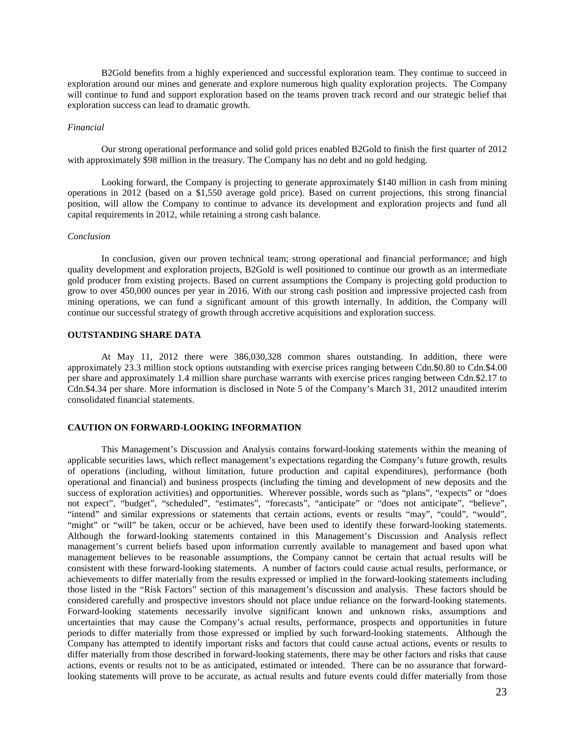B2Gold benefits from a highly experienced and successful exploration team. They continue to succeed in exploration around our mines and generate and explore numerous high quality exploration projects. The Company will continue to fund and support exploration based on the teams proven track record and our strategic belief that exploration success can lead to dramatic growth.

*Financial*

Our strong operational performance and solid gold prices enabled B2Gold to finish the first quarter of 2012 with approximately $98 million in the treasury. The Company has no debt and no gold hedging.

Looking forward, the Company is projecting to generate approximately $140 million in cash from mining operations in 2012 (based on a $1,550 average gold price). Based on current projections, this strong financial position, will allow the Company to continue to advance its development and exploration projects and fund all capital requirements in 2012, while retaining a strong cash balance.

*Conclusion*

In conclusion, given our proven technical team; strong operational and financial performance; and high quality development and exploration projects, B2Gold is well positioned to continue our growth as an intermediate gold producer from existing projects. Based on current assumptions the Company is projecting gold production to grow to over 450,000 ounces per year in 2016. With our strong cash position and impressive projected cash from mining operations, we can fund a significant amount of this growth internally. In addition, the Company will continue our successful strategy of growth through accretive acquisitions and exploration success.

## OUTSTANDING SHARE DATA

At May 11, 2012 there were 386,030,328 common shares outstanding. In addition, there were approximately 23.3 million stock options outstanding with exercise prices ranging between Cdn.$0.80 to Cdn.$4.00 per share and approximately 1.4 million share purchase warrants with exercise prices ranging between Cdn.$2.17 to Cdn.$4.34 per share. More information is disclosed in Note 5 of the Company's March 31, 2012 unaudited interim consolidated financial statements.

## CAUTION ON FORWARD-LOOKING INFORMATION

This Management's Discussion and Analysis contains forward-looking statements within the meaning of applicable securities laws, which reflect management's expectations regarding the Company's future growth, results of operations (including, without limitation, future production and capital expenditures), performance (both operational and financial) and business prospects (including the timing and development of new deposits and the success of exploration activities) and opportunities. Wherever possible, words such as "plans", "expects" or "does not expect", "budget", "scheduled", "estimates", "forecasts", "anticipate" or "does not anticipate", "believe", "intend" and similar expressions or statements that certain actions, events or results "may", "could", "would", "might" or "will" be taken, occur or be achieved, have been used to identify these forward-looking statements. Although the forward-looking statements contained in this Management's Discussion and Analysis reflect management's current beliefs based upon information currently available to management and based upon what management believes to be reasonable assumptions, the Company cannot be certain that actual results will be consistent with these forward-looking statements. A number of factors could cause actual results, performance, or achievements to differ materially from the results expressed or implied in the forward-looking statements including those listed in the "Risk Factors" section of this management's discussion and analysis. These factors should be considered carefully and prospective investors should not place undue reliance on the forward-looking statements. Forward-looking statements necessarily involve significant known and unknown risks, assumptions and uncertainties that may cause the Company's actual results, performance, prospects and opportunities in future periods to differ materially from those expressed or implied by such forward-looking statements. Although the Company has attempted to identify important risks and factors that could cause actual actions, events or results to differ materially from those described in forward-looking statements, there may be other factors and risks that cause actions, events or results not to be as anticipated, estimated or intended. There can be no assurance that forward-looking statements will prove to be accurate, as actual results and future events could differ materially from those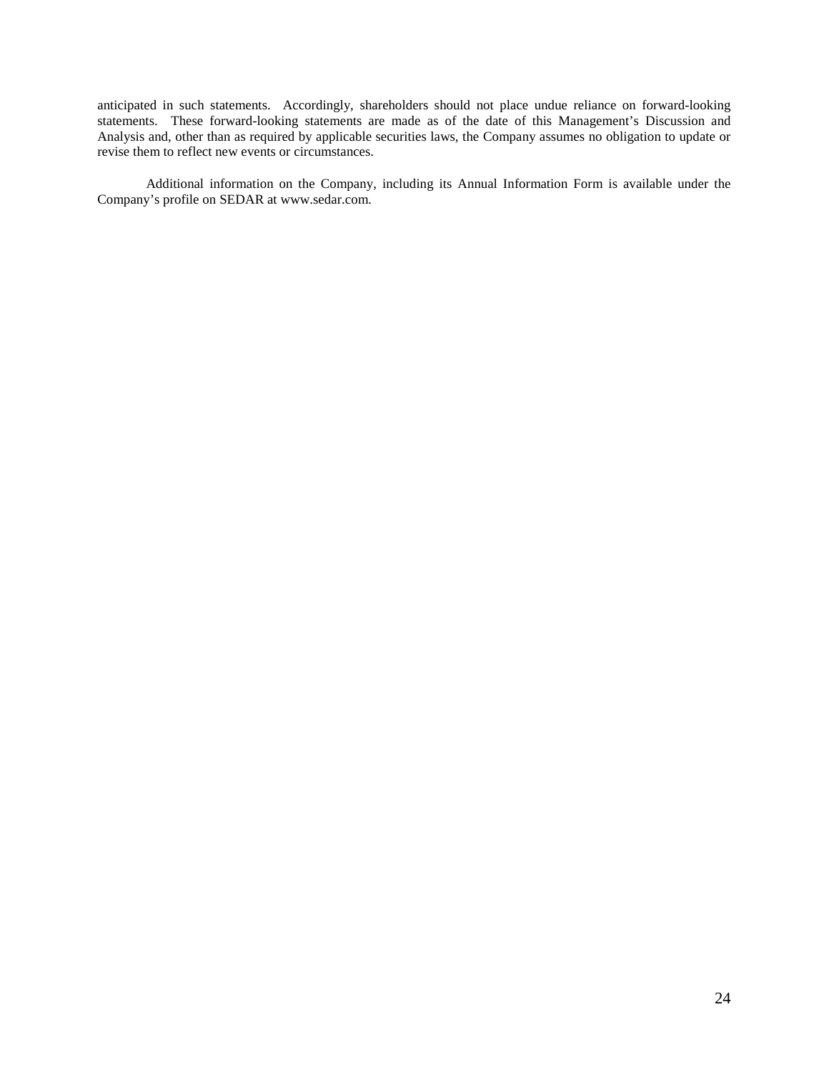anticipated in such statements. Accordingly, shareholders should not place undue reliance on forward-looking statements. These forward-looking statements are made as of the date of this Management's Discussion and Analysis and, other than as required by applicable securities laws, the Company assumes no obligation to update or revise them to reflect new events or circumstances.

Additional information on the Company, including its Annual Information Form is available under the Company's profile on SEDAR at www.sedar.com.